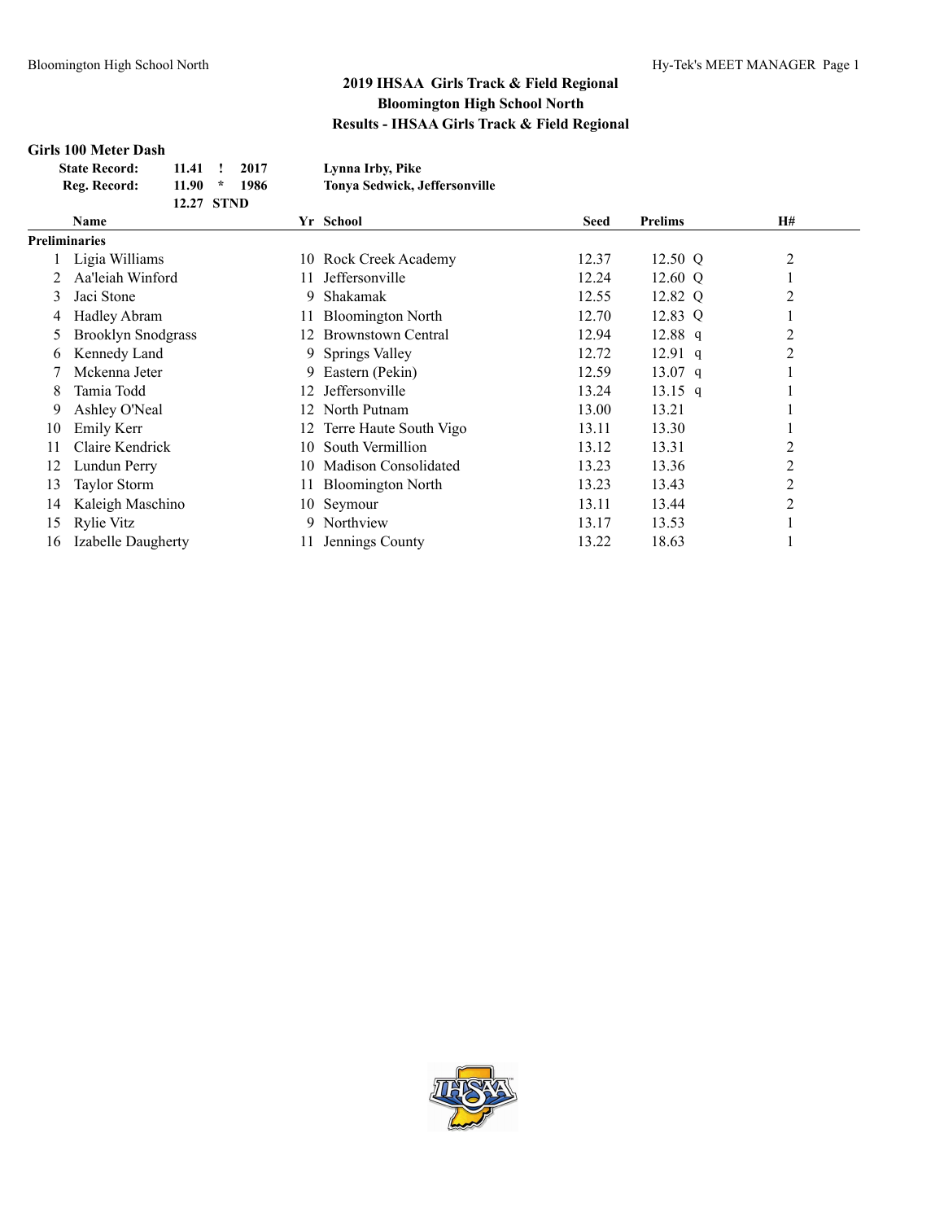# 2019 IHSAA Girls Track & Field Regional
## Bloomington High School North
### Results - IHSAA Girls Track & Field Regional

**Girls 100 Meter Dash**

| | | | | |
|---|---|---|---|---|
| **State Record:** | **11.41** | **!** | **2017** | **Lynna Irby, Pike** |
| **Reg. Record:** | **11.90** | ***** | **1986** | **Tonya Sedwick, Jeffersonville** |
| | **12.27** | **STND** | | |

| | Name | Yr | School | Seed | Prelims | H# |
|---|---|---|---|---|---|---|
| **Preliminaries** | | | | | | |
| 1 | Ligia Williams | 10 | Rock Creek Academy | 12.37 | 12.50 Q | 2 |
| 2 | Aa'leiah Winford | 11 | Jeffersonville | 12.24 | 12.60 Q | 1 |
| 3 | Jaci Stone | 9 | Shakamak | 12.55 | 12.82 Q | 2 |
| 4 | Hadley Abram | 11 | Bloomington North | 12.70 | 12.83 Q | 1 |
| 5 | Brooklyn Snodgrass | 12 | Brownstown Central | 12.94 | 12.88 q | 2 |
| 6 | Kennedy Land | 9 | Springs Valley | 12.72 | 12.91 q | 2 |
| 7 | Mckenna Jeter | 9 | Eastern (Pekin) | 12.59 | 13.07 q | 1 |
| 8 | Tamia Todd | 12 | Jeffersonville | 13.24 | 13.15 q | 1 |
| 9 | Ashley O'Neal | 12 | North Putnam | 13.00 | 13.21 | 1 |
| 10 | Emily Kerr | 12 | Terre Haute South Vigo | 13.11 | 13.30 | 1 |
| 11 | Claire Kendrick | 10 | South Vermillion | 13.12 | 13.31 | 2 |
| 12 | Lundun Perry | 10 | Madison Consolidated | 13.23 | 13.36 | 2 |
| 13 | Taylor Storm | 11 | Bloomington North | 13.23 | 13.43 | 2 |
| 14 | Kaleigh Maschino | 10 | Seymour | 13.11 | 13.44 | 2 |
| 15 | Rylie Vitz | 9 | Northview | 13.17 | 13.53 | 1 |
| 16 | Izabelle Daugherty | 11 | Jennings County | 13.22 | 18.63 | 1 |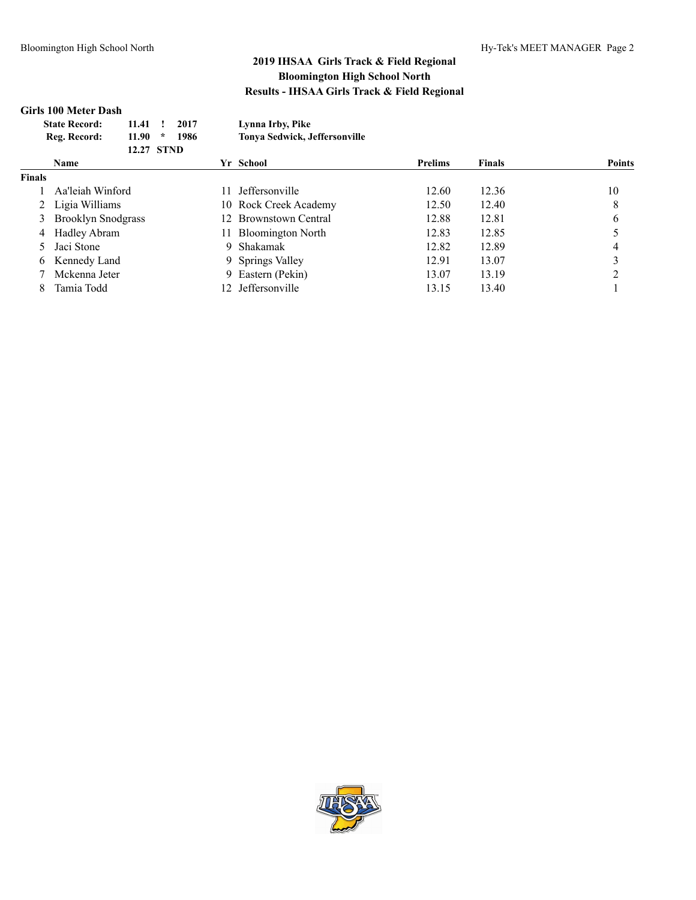## 2019 IHSAA Girls Track & Field Regional
## Bloomington High School North
## Results - IHSAA Girls Track & Field Regional

### Girls 100 Meter Dash

| | | | |
|---|---|---|---|
| **State Record:** | **11.41 ! 2017** | **Lynna Irby, Pike** |
| **Reg. Record:** | **11.90 * 1986** | **Tonya Sedwick, Jeffersonville** |
| | **12.27 STND** | |

| | Name | Yr | School | Prelims | Finals | Points |
|---|---|---|---|---|---|---|
| **Finals** | | | | | | |
| 1 | Aa'leiah Winford | 11 | Jeffersonville | 12.60 | 12.36 | 10 |
| 2 | Ligia Williams | 10 | Rock Creek Academy | 12.50 | 12.40 | 8 |
| 3 | Brooklyn Snodgrass | 12 | Brownstown Central | 12.88 | 12.81 | 6 |
| 4 | Hadley Abram | 11 | Bloomington North | 12.83 | 12.85 | 5 |
| 5 | Jaci Stone | 9 | Shakamak | 12.82 | 12.89 | 4 |
| 6 | Kennedy Land | 9 | Springs Valley | 12.91 | 13.07 | 3 |
| 7 | Mckenna Jeter | 9 | Eastern (Pekin) | 13.07 | 13.19 | 2 |
| 8 | Tamia Todd | 12 | Jeffersonville | 13.15 | 13.40 | 1 |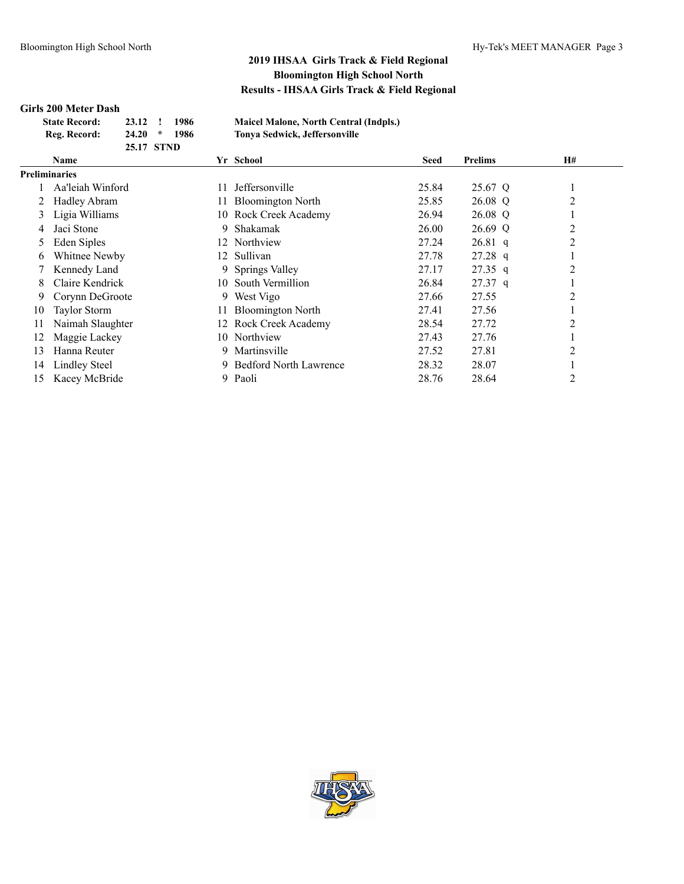## 2019 IHSAA Girls Track & Field Regional
## Bloomington High School North
## Results - IHSAA Girls Track & Field Regional

### Girls 200 Meter Dash

| | | | | |
|---|---|---|---|---|
| **State Record:** | 23.12 | ! | 1986 | **Maicel Malone, North Central (Indpls.)** |
| **Reg. Record:** | 24.20 | * | 1986 | **Tonya Sedwick, Jeffersonville** |
| | 25.17 | STND | | |

**Preliminaries**

| | Name | Yr | School | Seed | Prelims | | H# |
|---|---|---|---|---|---|---|---|
| 1 | Aa'leiah Winford | 11 | Jeffersonville | 25.84 | 25.67 | Q | 1 |
| 2 | Hadley Abram | 11 | Bloomington North | 25.85 | 26.08 | Q | 2 |
| 3 | Ligia Williams | 10 | Rock Creek Academy | 26.94 | 26.08 | Q | 1 |
| 4 | Jaci Stone | 9 | Shakamak | 26.00 | 26.69 | Q | 2 |
| 5 | Eden Siples | 12 | Northview | 27.24 | 26.81 | q | 2 |
| 6 | Whitnee Newby | 12 | Sullivan | 27.78 | 27.28 | q | 1 |
| 7 | Kennedy Land | 9 | Springs Valley | 27.17 | 27.35 | q | 2 |
| 8 | Claire Kendrick | 10 | South Vermillion | 26.84 | 27.37 | q | 1 |
| 9 | Corynn DeGroote | 9 | West Vigo | 27.66 | 27.55 | | 2 |
| 10 | Taylor Storm | 11 | Bloomington North | 27.41 | 27.56 | | 1 |
| 11 | Naimah Slaughter | 12 | Rock Creek Academy | 28.54 | 27.72 | | 2 |
| 12 | Maggie Lackey | 10 | Northview | 27.43 | 27.76 | | 1 |
| 13 | Hanna Reuter | 9 | Martinsville | 27.52 | 27.81 | | 2 |
| 14 | Lindley Steel | 9 | Bedford North Lawrence | 28.32 | 28.07 | | 1 |
| 15 | Kacey McBride | 9 | Paoli | 28.76 | 28.64 | | 2 |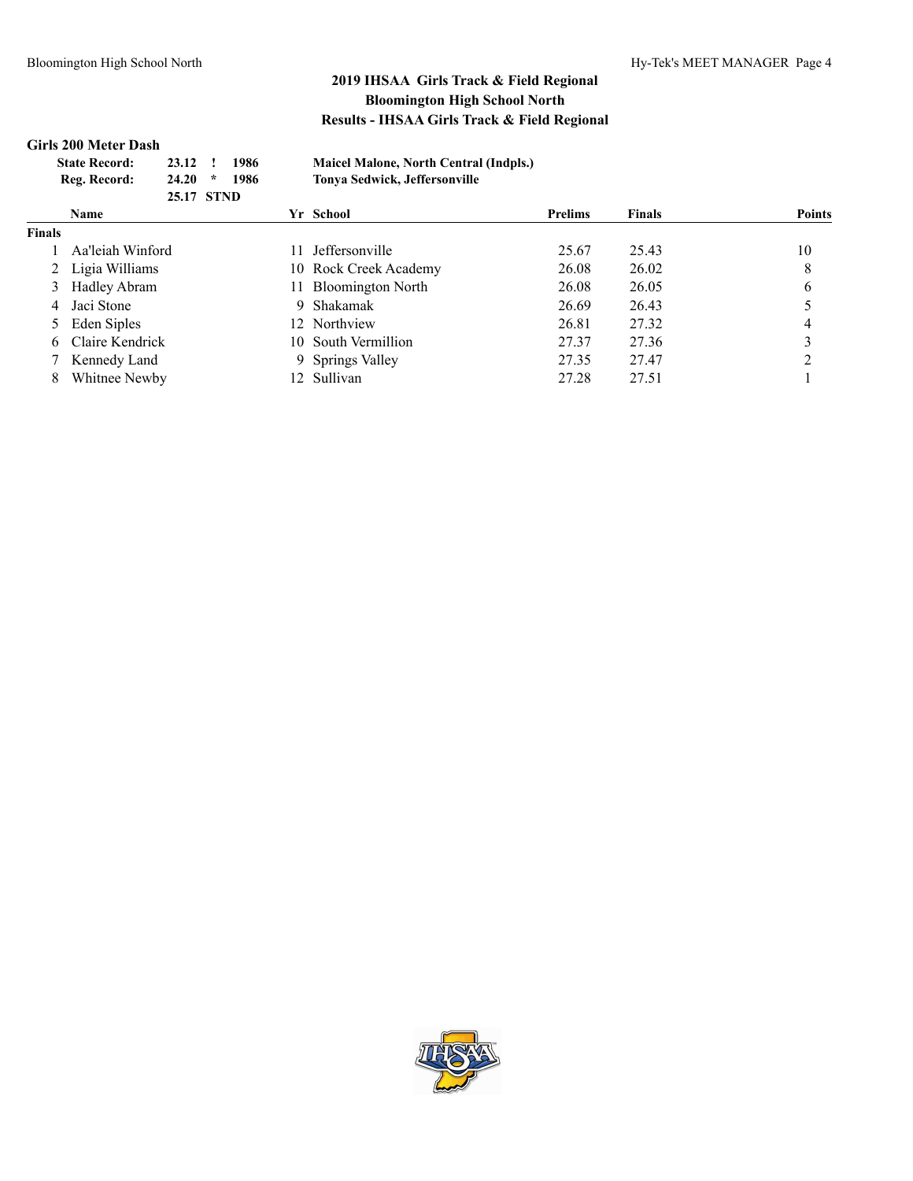## 2019 IHSAA Girls Track & Field Regional
## Bloomington High School North
## Results - IHSAA Girls Track & Field Regional

### Girls 200 Meter Dash

| | | | |
|---|---|---|---|
| **State Record:** | **23.12 ! 1986** | **Maicel Malone, North Central (Indpls.)** |
| **Reg. Record:** | **24.20 * 1986** | **Tonya Sedwick, Jeffersonville** |
| | **25.17 STND** | |

| | Name | Yr | School | Prelims | Finals | Points |
|---|---|---|---|---|---|---|
| **Finals** | | | | | | |
| 1 | Aa'leiah Winford | 11 | Jeffersonville | 25.67 | 25.43 | 10 |
| 2 | Ligia Williams | 10 | Rock Creek Academy | 26.08 | 26.02 | 8 |
| 3 | Hadley Abram | 11 | Bloomington North | 26.08 | 26.05 | 6 |
| 4 | Jaci Stone | 9 | Shakamak | 26.69 | 26.43 | 5 |
| 5 | Eden Siples | 12 | Northview | 26.81 | 27.32 | 4 |
| 6 | Claire Kendrick | 10 | South Vermillion | 27.37 | 27.36 | 3 |
| 7 | Kennedy Land | 9 | Springs Valley | 27.35 | 27.47 | 2 |
| 8 | Whitnee Newby | 12 | Sullivan | 27.28 | 27.51 | 1 |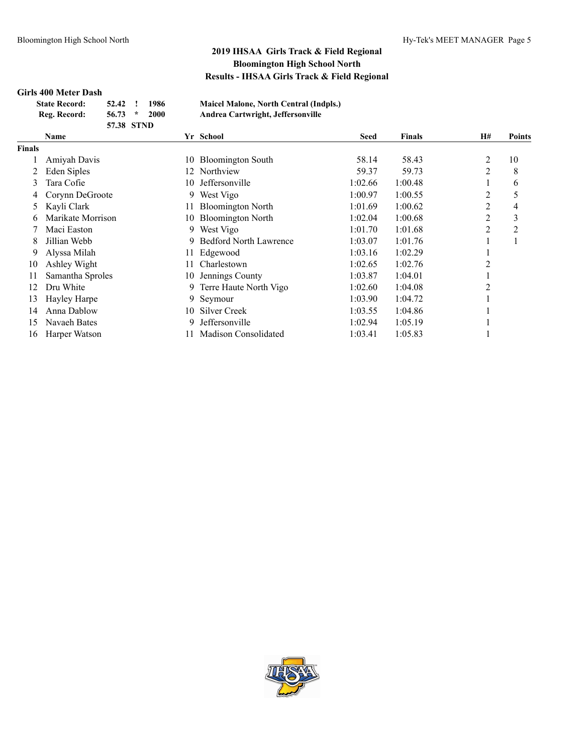## 2019 IHSAA Girls Track & Field Regional
## Bloomington High School North
## Results - IHSAA Girls Track & Field Regional

### Girls 400 Meter Dash

| | | | | |
|---|---|---|---|---|
| State Record: | 52.42 | ! | 1986 | Maicel Malone, North Central (Indpls.) |
| Reg. Record: | 56.73 | * | 2000 | Andrea Cartwright, Jeffersonville |
| | 57.38 | STND | | |

| | Name | Yr | School | Seed | Finals | H# | Points |
|---|---|---|---|---|---|---|---|
| **Finals** | | | | | | | |
| 1 | Amiyah Davis | 10 | Bloomington South | 58.14 | 58.43 | 2 | 10 |
| 2 | Eden Siples | 12 | Northview | 59.37 | 59.73 | 2 | 8 |
| 3 | Tara Cofie | 10 | Jeffersonville | 1:02.66 | 1:00.48 | 1 | 6 |
| 4 | Corynn DeGroote | 9 | West Vigo | 1:00.97 | 1:00.55 | 2 | 5 |
| 5 | Kayli Clark | 11 | Bloomington North | 1:01.69 | 1:00.62 | 2 | 4 |
| 6 | Marikate Morrison | 10 | Bloomington North | 1:02.04 | 1:00.68 | 2 | 3 |
| 7 | Maci Easton | 9 | West Vigo | 1:01.70 | 1:01.68 | 2 | 2 |
| 8 | Jillian Webb | 9 | Bedford North Lawrence | 1:03.07 | 1:01.76 | 1 | 1 |
| 9 | Alyssa Milah | 11 | Edgewood | 1:03.16 | 1:02.29 | 1 | |
| 10 | Ashley Wight | 11 | Charlestown | 1:02.65 | 1:02.76 | 2 | |
| 11 | Samantha Sproles | 10 | Jennings County | 1:03.87 | 1:04.01 | 1 | |
| 12 | Dru White | 9 | Terre Haute North Vigo | 1:02.60 | 1:04.08 | 2 | |
| 13 | Hayley Harpe | 9 | Seymour | 1:03.90 | 1:04.72 | 1 | |
| 14 | Anna Dablow | 10 | Silver Creek | 1:03.55 | 1:04.86 | 1 | |
| 15 | Navaeh Bates | 9 | Jeffersonville | 1:02.94 | 1:05.19 | 1 | |
| 16 | Harper Watson | 11 | Madison Consolidated | 1:03.41 | 1:05.83 | 1 | |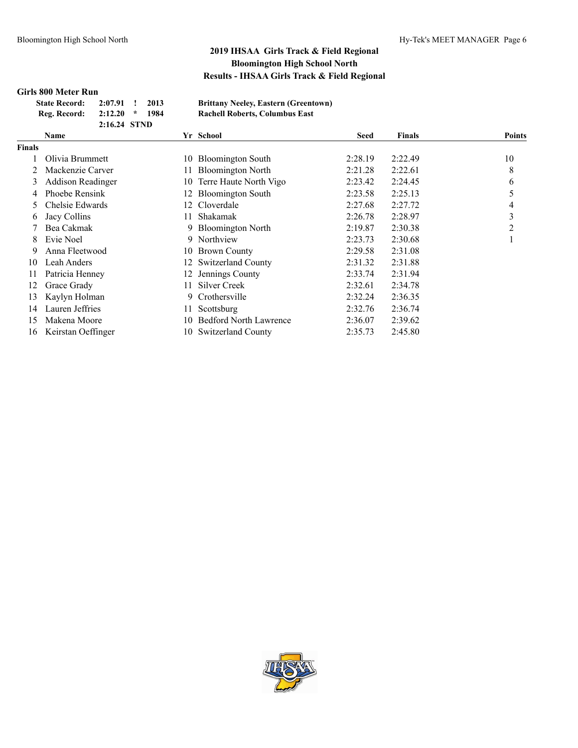# 2019 IHSAA Girls Track & Field Regional
## Bloomington High School North
## Results - IHSAA Girls Track & Field Regional

### Girls 800 Meter Run

| | | | | |
|---|---|---|---|---|
| State Record: | 2:07.91 | ! | 2013 | Brittany Neeley, Eastern (Greentown) |
| Reg. Record: | 2:12.20 | * | 1984 | Rachell Roberts, Columbus East |
| | 2:16.24 | STND | | |

| | Name | Yr | School | Seed | Finals | Points |
|---|---|---|---|---|---|---|
| **Finals** | | | | | | |
| 1 | Olivia Brummett | 10 | Bloomington South | 2:28.19 | 2:22.49 | 10 |
| 2 | Mackenzie Carver | 11 | Bloomington North | 2:21.28 | 2:22.61 | 8 |
| 3 | Addison Readinger | 10 | Terre Haute North Vigo | 2:23.42 | 2:24.45 | 6 |
| 4 | Phoebe Rensink | 12 | Bloomington South | 2:23.58 | 2:25.13 | 5 |
| 5 | Chelsie Edwards | 12 | Cloverdale | 2:27.68 | 2:27.72 | 4 |
| 6 | Jacy Collins | 11 | Shakamak | 2:26.78 | 2:28.97 | 3 |
| 7 | Bea Cakmak | 9 | Bloomington North | 2:19.87 | 2:30.38 | 2 |
| 8 | Evie Noel | 9 | Northview | 2:23.73 | 2:30.68 | 1 |
| 9 | Anna Fleetwood | 10 | Brown County | 2:29.58 | 2:31.08 | |
| 10 | Leah Anders | 12 | Switzerland County | 2:31.32 | 2:31.88 | |
| 11 | Patricia Henney | 12 | Jennings County | 2:33.74 | 2:31.94 | |
| 12 | Grace Grady | 11 | Silver Creek | 2:32.61 | 2:34.78 | |
| 13 | Kaylyn Holman | 9 | Crothersville | 2:32.24 | 2:36.35 | |
| 14 | Lauren Jeffries | 11 | Scottsburg | 2:32.76 | 2:36.74 | |
| 15 | Makena Moore | 10 | Bedford North Lawrence | 2:36.07 | 2:39.62 | |
| 16 | Keirstan Oeffinger | 10 | Switzerland County | 2:35.73 | 2:45.80 | |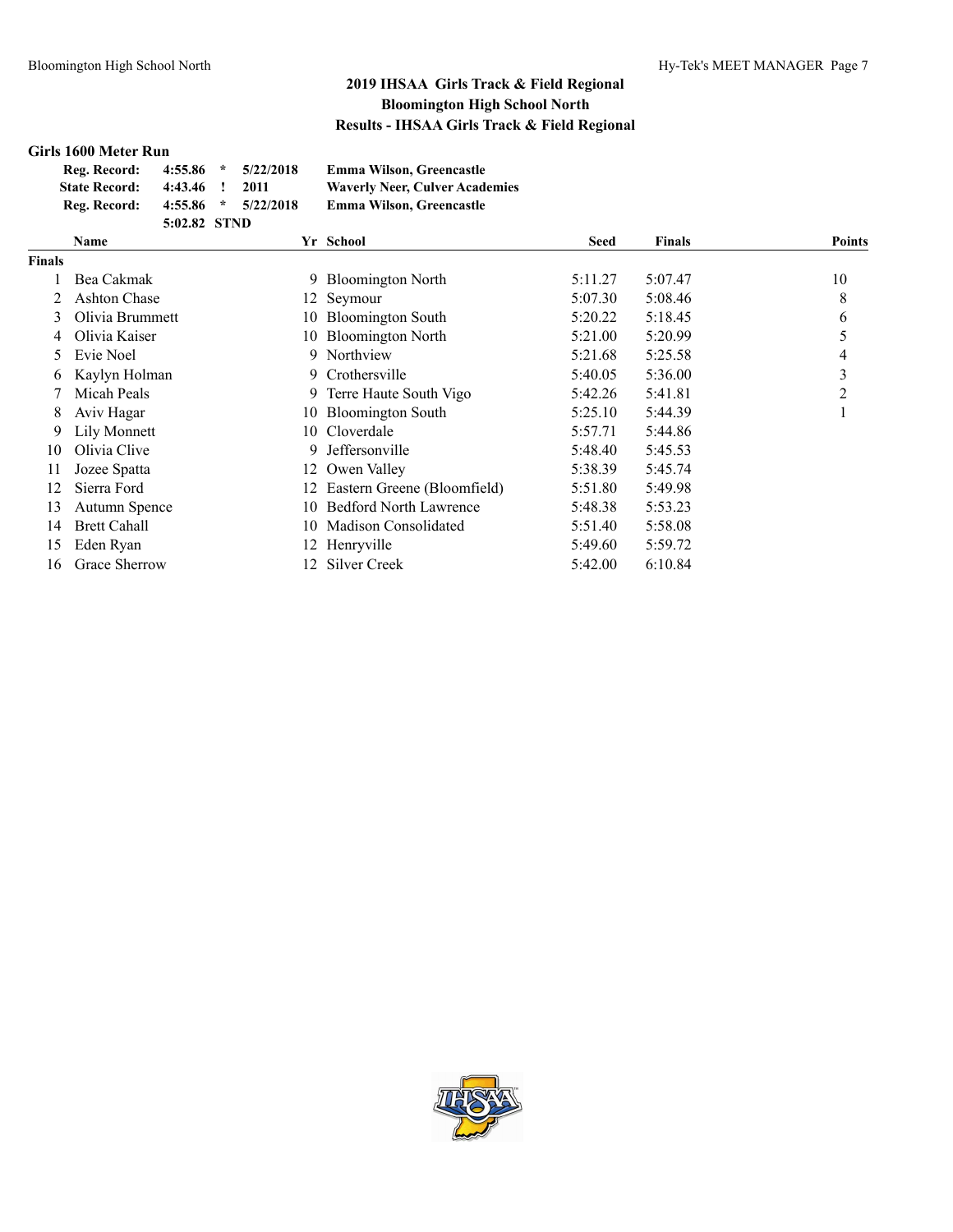# 2019 IHSAA Girls Track & Field Regional
## Bloomington High School North
## Results - IHSAA Girls Track & Field Regional

### Girls 1600 Meter Run

| | | | | |
|---|---|---|---|---|
| **Reg. Record:** | **4:55.86** | ***** | **5/22/2018** | **Emma Wilson, Greencastle** |
| **State Record:** | **4:43.46** | **!** | **2011** | **Waverly Neer, Culver Academies** |
| **Reg. Record:** | **4:55.86** | ***** | **5/22/2018** | **Emma Wilson, Greencastle** |
| | **5:02.82** | **STND** | | |

**Finals**

| | Name | Yr | School | Seed | Finals | Points |
|---|---|---|---|---|---|---|
| 1 | Bea Cakmak | 9 | Bloomington North | 5:11.27 | 5:07.47 | 10 |
| 2 | Ashton Chase | 12 | Seymour | 5:07.30 | 5:08.46 | 8 |
| 3 | Olivia Brummett | 10 | Bloomington South | 5:20.22 | 5:18.45 | 6 |
| 4 | Olivia Kaiser | 10 | Bloomington North | 5:21.00 | 5:20.99 | 5 |
| 5 | Evie Noel | 9 | Northview | 5:21.68 | 5:25.58 | 4 |
| 6 | Kaylyn Holman | 9 | Crothersville | 5:40.05 | 5:36.00 | 3 |
| 7 | Micah Peals | 9 | Terre Haute South Vigo | 5:42.26 | 5:41.81 | 2 |
| 8 | Aviv Hagar | 10 | Bloomington South | 5:25.10 | 5:44.39 | 1 |
| 9 | Lily Monnett | 10 | Cloverdale | 5:57.71 | 5:44.86 | |
| 10 | Olivia Clive | 9 | Jeffersonville | 5:48.40 | 5:45.53 | |
| 11 | Jozee Spatta | 12 | Owen Valley | 5:38.39 | 5:45.74 | |
| 12 | Sierra Ford | 12 | Eastern Greene (Bloomfield) | 5:51.80 | 5:49.98 | |
| 13 | Autumn Spence | 10 | Bedford North Lawrence | 5:48.38 | 5:53.23 | |
| 14 | Brett Cahall | 10 | Madison Consolidated | 5:51.40 | 5:58.08 | |
| 15 | Eden Ryan | 12 | Henryville | 5:49.60 | 5:59.72 | |
| 16 | Grace Sherrow | 12 | Silver Creek | 5:42.00 | 6:10.84 | |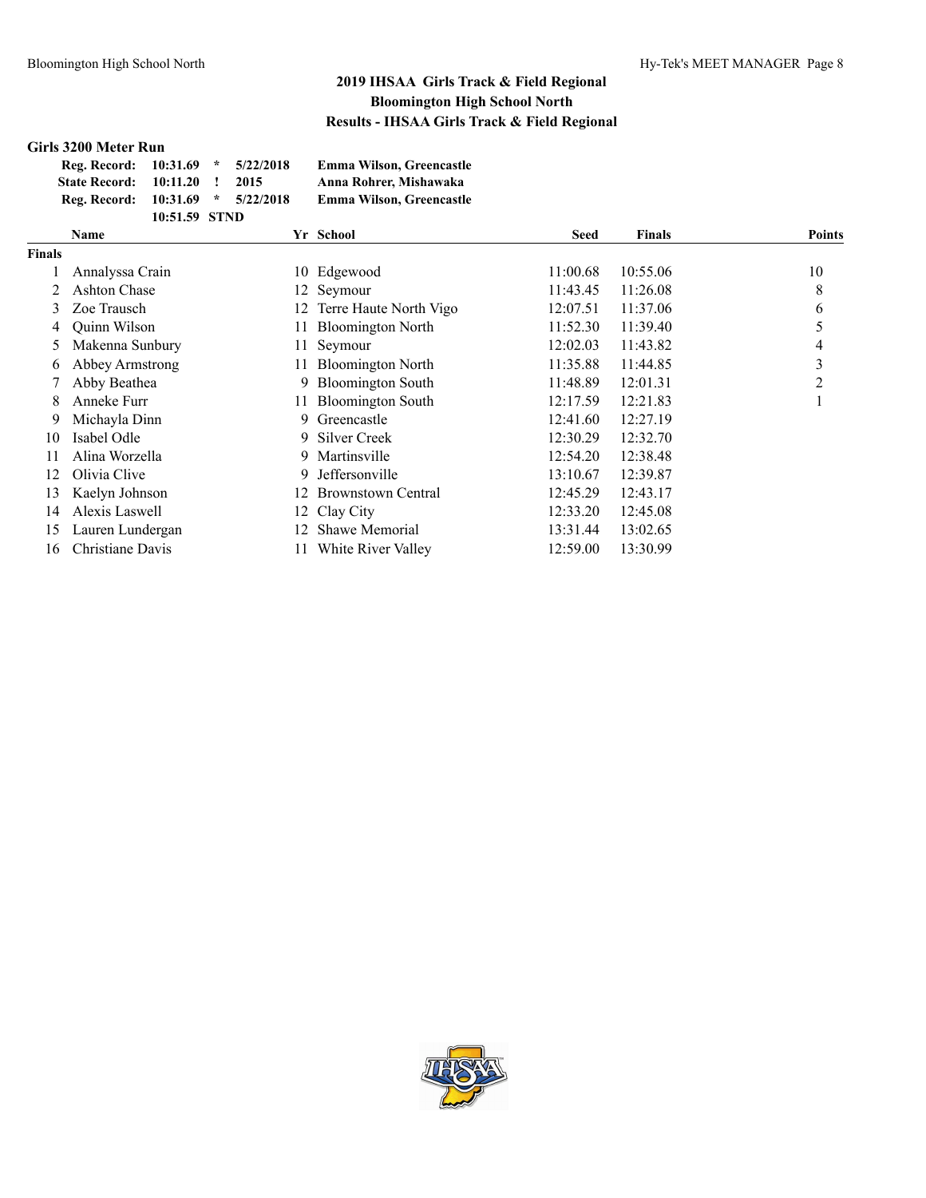# 2019 IHSAA Girls Track & Field Regional
## Bloomington High School North
## Results - IHSAA Girls Track & Field Regional

### Girls 3200 Meter Run

| | | | | |
|---|---|---|---|---|
| **Reg. Record:** | **10:31.69** | * | **5/22/2018** | **Emma Wilson, Greencastle** |
| **State Record:** | **10:11.20** | ! | **2015** | **Anna Rohrer, Mishawaka** |
| **Reg. Record:** | **10:31.69** | * | **5/22/2018** | **Emma Wilson, Greencastle** |
| | **10:51.59** | **STND** | | |

| | Name | Yr | School | Seed | Finals | Points |
|---|---|---|---|---|---|---|
| **Finals** | | | | | | |
| 1 | Annalyssa Crain | 10 | Edgewood | 11:00.68 | 10:55.06 | 10 |
| 2 | Ashton Chase | 12 | Seymour | 11:43.45 | 11:26.08 | 8 |
| 3 | Zoe Trausch | 12 | Terre Haute North Vigo | 12:07.51 | 11:37.06 | 6 |
| 4 | Quinn Wilson | 11 | Bloomington North | 11:52.30 | 11:39.40 | 5 |
| 5 | Makenna Sunbury | 11 | Seymour | 12:02.03 | 11:43.82 | 4 |
| 6 | Abbey Armstrong | 11 | Bloomington North | 11:35.88 | 11:44.85 | 3 |
| 7 | Abby Beathea | 9 | Bloomington South | 11:48.89 | 12:01.31 | 2 |
| 8 | Anneke Furr | 11 | Bloomington South | 12:17.59 | 12:21.83 | 1 |
| 9 | Michayla Dinn | 9 | Greencastle | 12:41.60 | 12:27.19 | |
| 10 | Isabel Odle | 9 | Silver Creek | 12:30.29 | 12:32.70 | |
| 11 | Alina Worzella | 9 | Martinsville | 12:54.20 | 12:38.48 | |
| 12 | Olivia Clive | 9 | Jeffersonville | 13:10.67 | 12:39.87 | |
| 13 | Kaelyn Johnson | 12 | Brownstown Central | 12:45.29 | 12:43.17 | |
| 14 | Alexis Laswell | 12 | Clay City | 12:33.20 | 12:45.08 | |
| 15 | Lauren Lundergan | 12 | Shawe Memorial | 13:31.44 | 13:02.65 | |
| 16 | Christiane Davis | 11 | White River Valley | 12:59.00 | 13:30.99 | |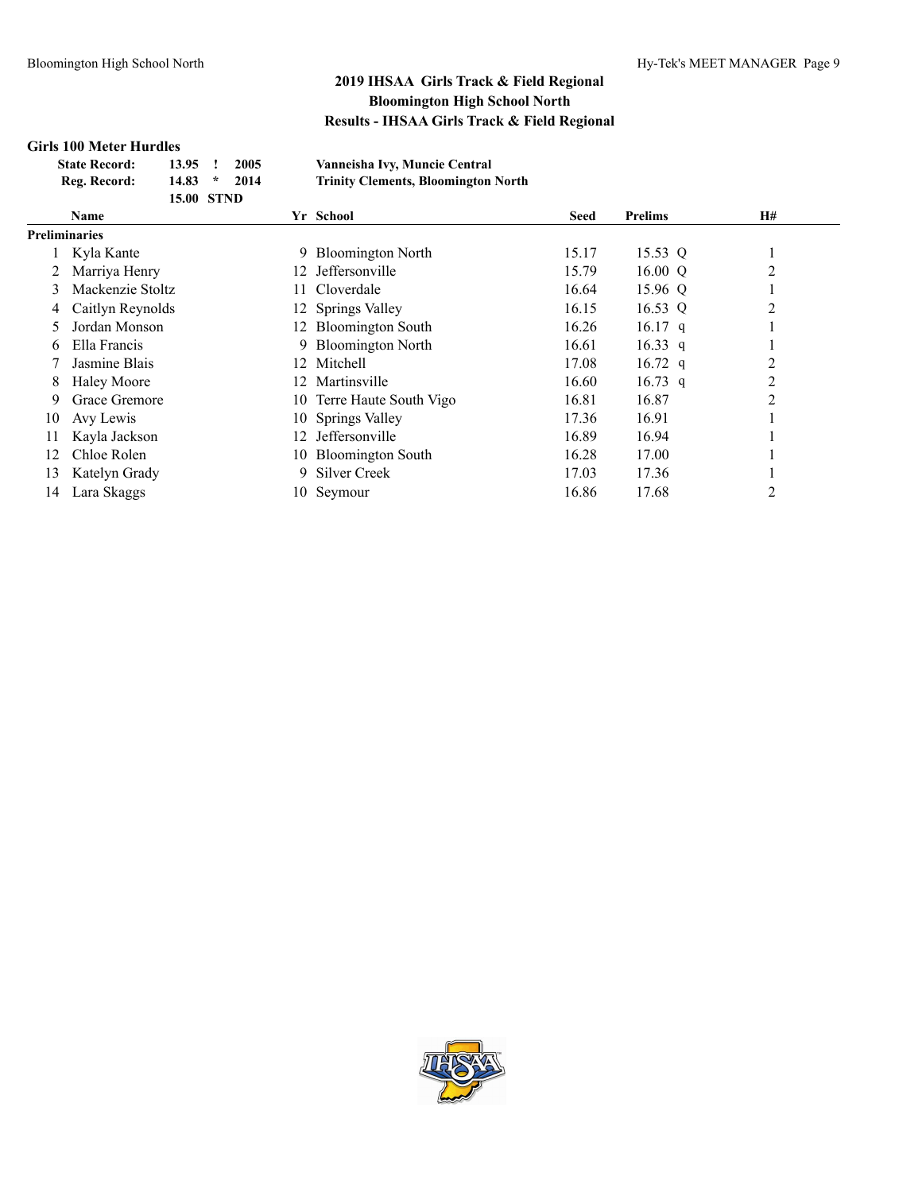## 2019 IHSAA Girls Track & Field Regional
## Bloomington High School North
## Results - IHSAA Girls Track & Field Regional

### Girls 100 Meter Hurdles

| | | | | |
|---|---|---|---|---|
| **State Record:** | **13.95** | **!** | **2005** | **Vanneisha Ivy, Muncie Central** |
| **Reg. Record:** | **14.83** | **\*** | **2014** | **Trinity Clements, Bloomington North** |
| | **15.00** | **STND** | | |

| | Name | Yr | School | Seed | Prelims | | H# |
|---|---|---|---|---|---|---|---|
| **Preliminaries** | | | | | | | |
| 1 | Kyla Kante | 9 | Bloomington North | 15.17 | 15.53 | Q | 1 |
| 2 | Marriya Henry | 12 | Jeffersonville | 15.79 | 16.00 | Q | 2 |
| 3 | Mackenzie Stoltz | 11 | Cloverdale | 16.64 | 15.96 | Q | 1 |
| 4 | Caitlyn Reynolds | 12 | Springs Valley | 16.15 | 16.53 | Q | 2 |
| 5 | Jordan Monson | 12 | Bloomington South | 16.26 | 16.17 | q | 1 |
| 6 | Ella Francis | 9 | Bloomington North | 16.61 | 16.33 | q | 1 |
| 7 | Jasmine Blais | 12 | Mitchell | 17.08 | 16.72 | q | 2 |
| 8 | Haley Moore | 12 | Martinsville | 16.60 | 16.73 | q | 2 |
| 9 | Grace Gremore | 10 | Terre Haute South Vigo | 16.81 | 16.87 | | 2 |
| 10 | Avy Lewis | 10 | Springs Valley | 17.36 | 16.91 | | 1 |
| 11 | Kayla Jackson | 12 | Jeffersonville | 16.89 | 16.94 | | 1 |
| 12 | Chloe Rolen | 10 | Bloomington South | 16.28 | 17.00 | | 1 |
| 13 | Katelyn Grady | 9 | Silver Creek | 17.03 | 17.36 | | 1 |
| 14 | Lara Skaggs | 10 | Seymour | 16.86 | 17.68 | | 2 |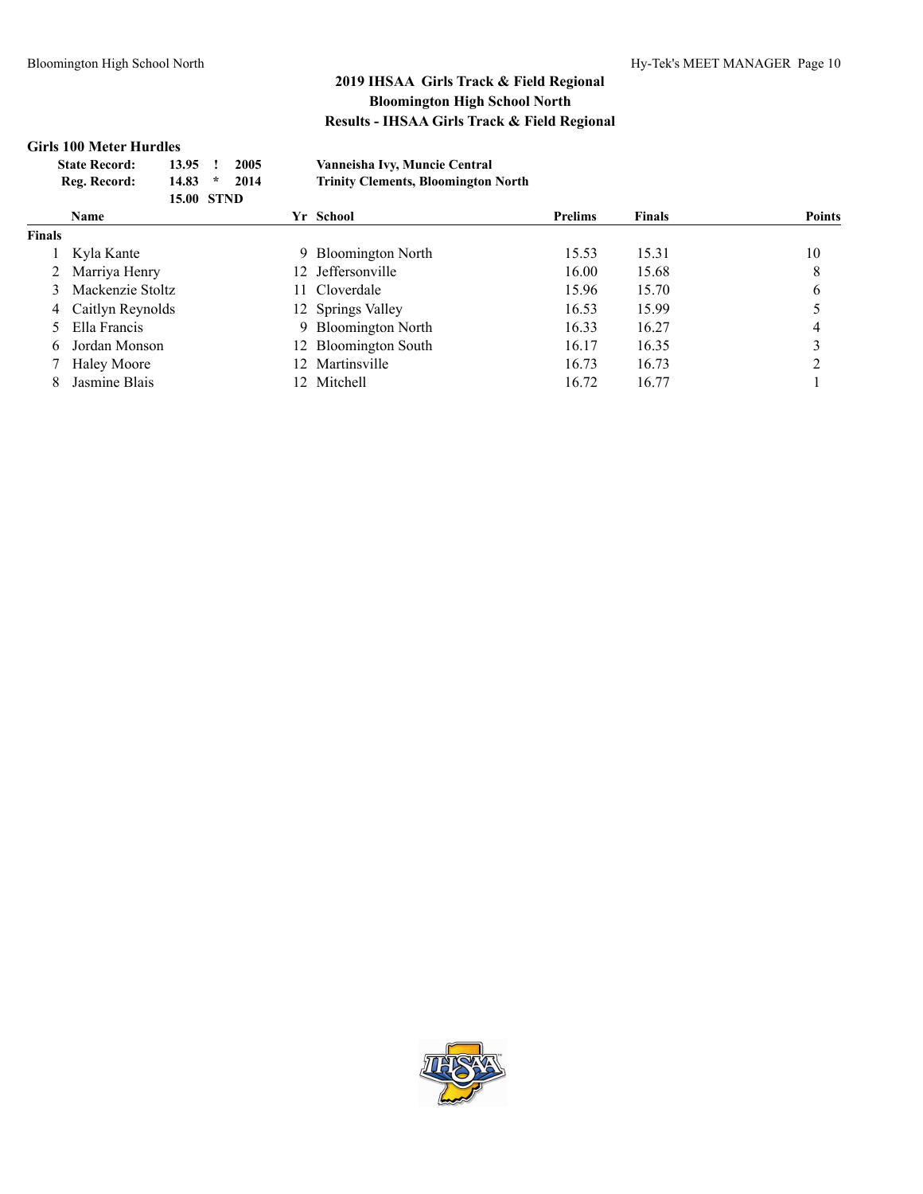# 2019 IHSAA Girls Track & Field Regional
## Bloomington High School North
## Results - IHSAA Girls Track & Field Regional

### Girls 100 Meter Hurdles

| | | | | |
|---|---|---|---|---|
| **State Record:** | **13.95** | **!** | **2005** | **Vanneisha Ivy, Muncie Central** |
| **Reg. Record:** | **14.83** | **\*** | **2014** | **Trinity Clements, Bloomington North** |
| | **15.00** | **STND** | | |

| | Name | Yr | School | Prelims | Finals | Points |
|---|---|---|---|---|---|---|
| **Finals** | | | | | | |
| 1 | Kyla Kante | 9 | Bloomington North | 15.53 | 15.31 | 10 |
| 2 | Marriya Henry | 12 | Jeffersonville | 16.00 | 15.68 | 8 |
| 3 | Mackenzie Stoltz | 11 | Cloverdale | 15.96 | 15.70 | 6 |
| 4 | Caitlyn Reynolds | 12 | Springs Valley | 16.53 | 15.99 | 5 |
| 5 | Ella Francis | 9 | Bloomington North | 16.33 | 16.27 | 4 |
| 6 | Jordan Monson | 12 | Bloomington South | 16.17 | 16.35 | 3 |
| 7 | Haley Moore | 12 | Martinsville | 16.73 | 16.73 | 2 |
| 8 | Jasmine Blais | 12 | Mitchell | 16.72 | 16.77 | 1 |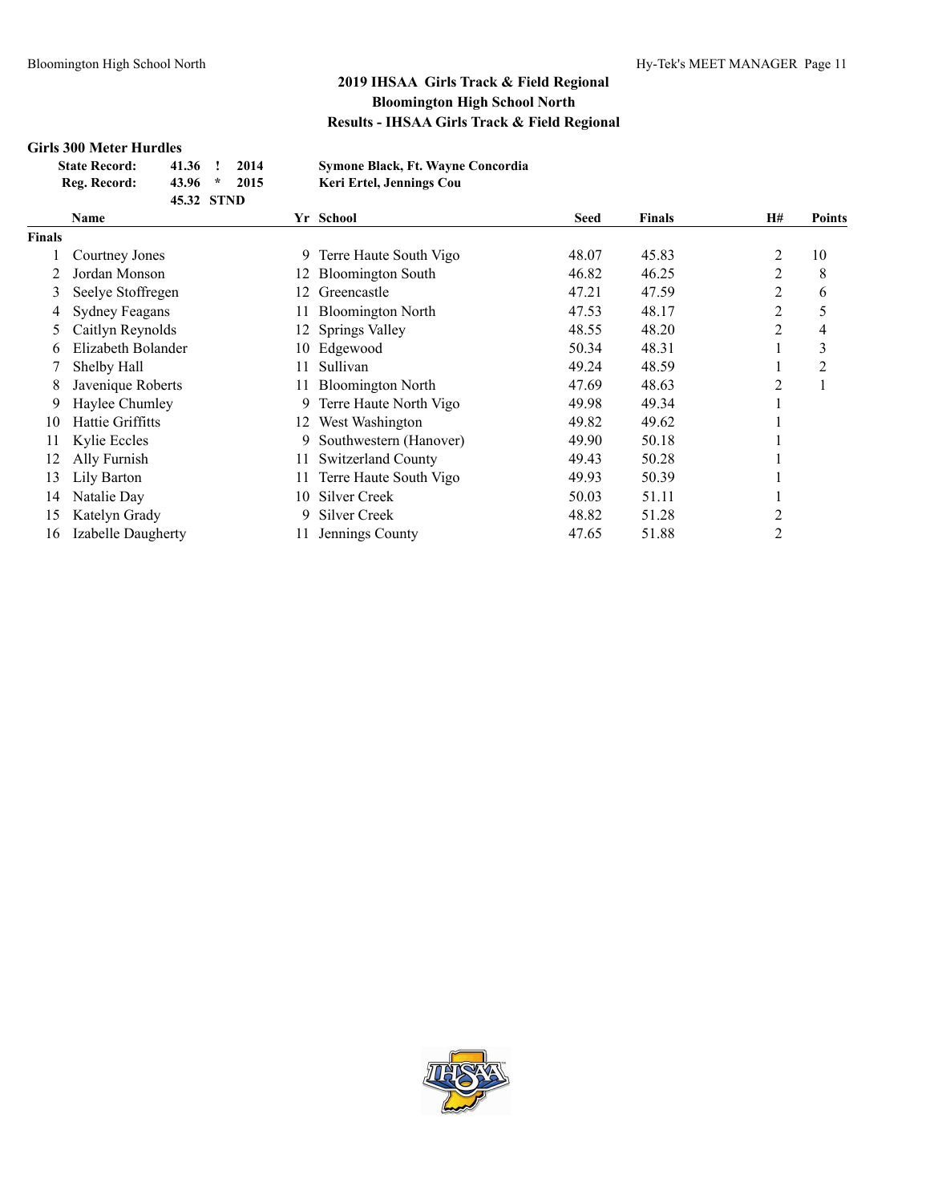## 2019 IHSAA Girls Track & Field Regional
## Bloomington High School North
## Results - IHSAA Girls Track & Field Regional

### Girls 300 Meter Hurdles

| | | | | |
|---|---|---|---|---|
| **State Record:** | **41.36** | **!** | **2014** | **Symone Black, Ft. Wayne Concordia** |
| **Reg. Record:** | **43.96** | ***** | **2015** | **Keri Ertel, Jennings Cou** |
| | **45.32** | **STND** | | |

| | Name | Yr | School | Seed | Finals | H# | Points |
|---|---|---|---|---|---|---|---|
| **Finals** | | | | | | | |
| 1 | Courtney Jones | 9 | Terre Haute South Vigo | 48.07 | 45.83 | 2 | 10 |
| 2 | Jordan Monson | 12 | Bloomington South | 46.82 | 46.25 | 2 | 8 |
| 3 | Seelye Stoffregen | 12 | Greencastle | 47.21 | 47.59 | 2 | 6 |
| 4 | Sydney Feagans | 11 | Bloomington North | 47.53 | 48.17 | 2 | 5 |
| 5 | Caitlyn Reynolds | 12 | Springs Valley | 48.55 | 48.20 | 2 | 4 |
| 6 | Elizabeth Bolander | 10 | Edgewood | 50.34 | 48.31 | 1 | 3 |
| 7 | Shelby Hall | 11 | Sullivan | 49.24 | 48.59 | 1 | 2 |
| 8 | Javenique Roberts | 11 | Bloomington North | 47.69 | 48.63 | 2 | 1 |
| 9 | Haylee Chumley | 9 | Terre Haute North Vigo | 49.98 | 49.34 | 1 | |
| 10 | Hattie Griffitts | 12 | West Washington | 49.82 | 49.62 | 1 | |
| 11 | Kylie Eccles | 9 | Southwestern (Hanover) | 49.90 | 50.18 | 1 | |
| 12 | Ally Furnish | 11 | Switzerland County | 49.43 | 50.28 | 1 | |
| 13 | Lily Barton | 11 | Terre Haute South Vigo | 49.93 | 50.39 | 1 | |
| 14 | Natalie Day | 10 | Silver Creek | 50.03 | 51.11 | 1 | |
| 15 | Katelyn Grady | 9 | Silver Creek | 48.82 | 51.28 | 2 | |
| 16 | Izabelle Daugherty | 11 | Jennings County | 47.65 | 51.88 | 2 | |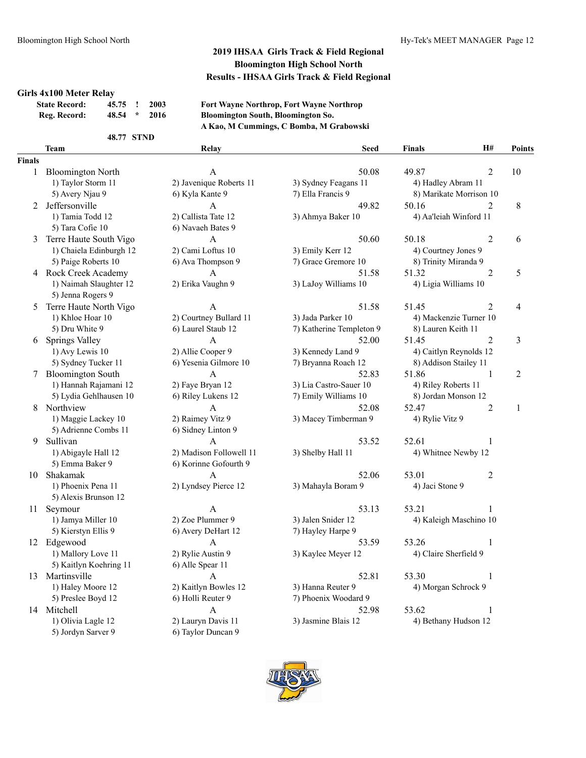## 2019 IHSAA Girls Track & Field Regional
## Bloomington High School North
## Results - IHSAA Girls Track & Field Regional

### Girls 4x100 Meter Relay

| | | | | |
|---|---|---|---|---|
| **State Record:** | **45.75** | **!** | **2003** | **Fort Wayne Northrop, Fort Wayne Northrop** |
| **Reg. Record:** | **48.54** | **\*** | **2016** | **Bloomington South, Bloomington So.** |
| | | | | **A Kao, M Cummings, C Bomba, M Grabowski** |
| | **48.77** | **STND** | | |

**Finals**

| | Team | Relay | Seed | Finals | H# | Points |
|---|---|---|---|---|---|---|
| 1 | Bloomington North | A | 50.08 | 49.87 | 2 | 10 |
| | 1) Taylor Storm 11 | 2) Javenique Roberts 11 | 3) Sydney Feagans 11 | 4) Hadley Abram 11 | | |
| | 5) Avery Njau 9 | 6) Kyla Kante 9 | 7) Ella Francis 9 | 8) Marikate Morrison 10 | | |
| 2 | Jeffersonville | A | 49.82 | 50.16 | 2 | 8 |
| | 1) Tamia Todd 12 | 2) Callista Tate 12 | 3) Ahmya Baker 10 | 4) Aa'leiah Winford 11 | | |
| | 5) Tara Cofie 10 | 6) Navaeh Bates 9 | | | | |
| 3 | Terre Haute South Vigo | A | 50.60 | 50.18 | 2 | 6 |
| | 1) Chaiela Edinburgh 12 | 2) Cami Loftus 10 | 3) Emily Kerr 12 | 4) Courtney Jones 9 | | |
| | 5) Paige Roberts 10 | 6) Ava Thompson 9 | 7) Grace Gremore 10 | 8) Trinity Miranda 9 | | |
| 4 | Rock Creek Academy | A | 51.58 | 51.32 | 2 | 5 |
| | 1) Naimah Slaughter 12 | 2) Erika Vaughn 9 | 3) LaJoy Williams 10 | 4) Ligia Williams 10 | | |
| | 5) Jenna Rogers 9 | | | | | |
| 5 | Terre Haute North Vigo | A | 51.58 | 51.45 | 2 | 4 |
| | 1) Khloe Hoar 10 | 2) Courtney Bullard 11 | 3) Jada Parker 10 | 4) Mackenzie Turner 10 | | |
| | 5) Dru White 9 | 6) Laurel Staub 12 | 7) Katherine Templeton 9 | 8) Lauren Keith 11 | | |
| 6 | Springs Valley | A | 52.00 | 51.45 | 2 | 3 |
| | 1) Avy Lewis 10 | 2) Allie Cooper 9 | 3) Kennedy Land 9 | 4) Caitlyn Reynolds 12 | | |
| | 5) Sydney Tucker 11 | 6) Yesenia Gilmore 10 | 7) Bryanna Roach 12 | 8) Addison Stailey 11 | | |
| 7 | Bloomington South | A | 52.83 | 51.86 | 1 | 2 |
| | 1) Hannah Rajamani 12 | 2) Faye Bryan 12 | 3) Lia Castro-Sauer 10 | 4) Riley Roberts 11 | | |
| | 5) Lydia Gehlhausen 10 | 6) Riley Lukens 12 | 7) Emily Williams 10 | 8) Jordan Monson 12 | | |
| 8 | Northview | A | 52.08 | 52.47 | 2 | 1 |
| | 1) Maggie Lackey 10 | 2) Raimey Vitz 9 | 3) Macey Timberman 9 | 4) Rylie Vitz 9 | | |
| | 5) Adrienne Combs 11 | 6) Sidney Linton 9 | | | | |
| 9 | Sullivan | A | 53.52 | 52.61 | 1 | |
| | 1) Abigayle Hall 12 | 2) Madison Followell 11 | 3) Shelby Hall 11 | 4) Whitnee Newby 12 | | |
| | 5) Emma Baker 9 | 6) Korinne Gofourth 9 | | | | |
| 10 | Shakamak | A | 52.06 | 53.01 | 2 | |
| | 1) Phoenix Pena 11 | 2) Lyndsey Pierce 12 | 3) Mahayla Boram 9 | 4) Jaci Stone 9 | | |
| | 5) Alexis Brunson 12 | | | | | |
| 11 | Seymour | A | 53.13 | 53.21 | 1 | |
| | 1) Jamya Miller 10 | 2) Zoe Plummer 9 | 3) Jalen Snider 12 | 4) Kaleigh Maschino 10 | | |
| | 5) Kierstyn Ellis 9 | 6) Avery DeHart 12 | 7) Hayley Harpe 9 | | | |
| 12 | Edgewood | A | 53.59 | 53.26 | 1 | |
| | 1) Mallory Love 11 | 2) Rylie Austin 9 | 3) Kaylee Meyer 12 | 4) Claire Sherfield 9 | | |
| | 5) Kaitlyn Koehring 11 | 6) Alle Spear 11 | | | | |
| 13 | Martinsville | A | 52.81 | 53.30 | 1 | |
| | 1) Haley Moore 12 | 2) Kaitlyn Bowles 12 | 3) Hanna Reuter 9 | 4) Morgan Schrock 9 | | |
| | 5) Preslee Boyd 12 | 6) Holli Reuter 9 | 7) Phoenix Woodard 9 | | | |
| 14 | Mitchell | A | 52.98 | 53.62 | 1 | |
| | 1) Olivia Lagle 12 | 2) Lauryn Davis 11 | 3) Jasmine Blais 12 | 4) Bethany Hudson 12 | | |
| | 5) Jordyn Sarver 9 | 6) Taylor Duncan 9 | | | | |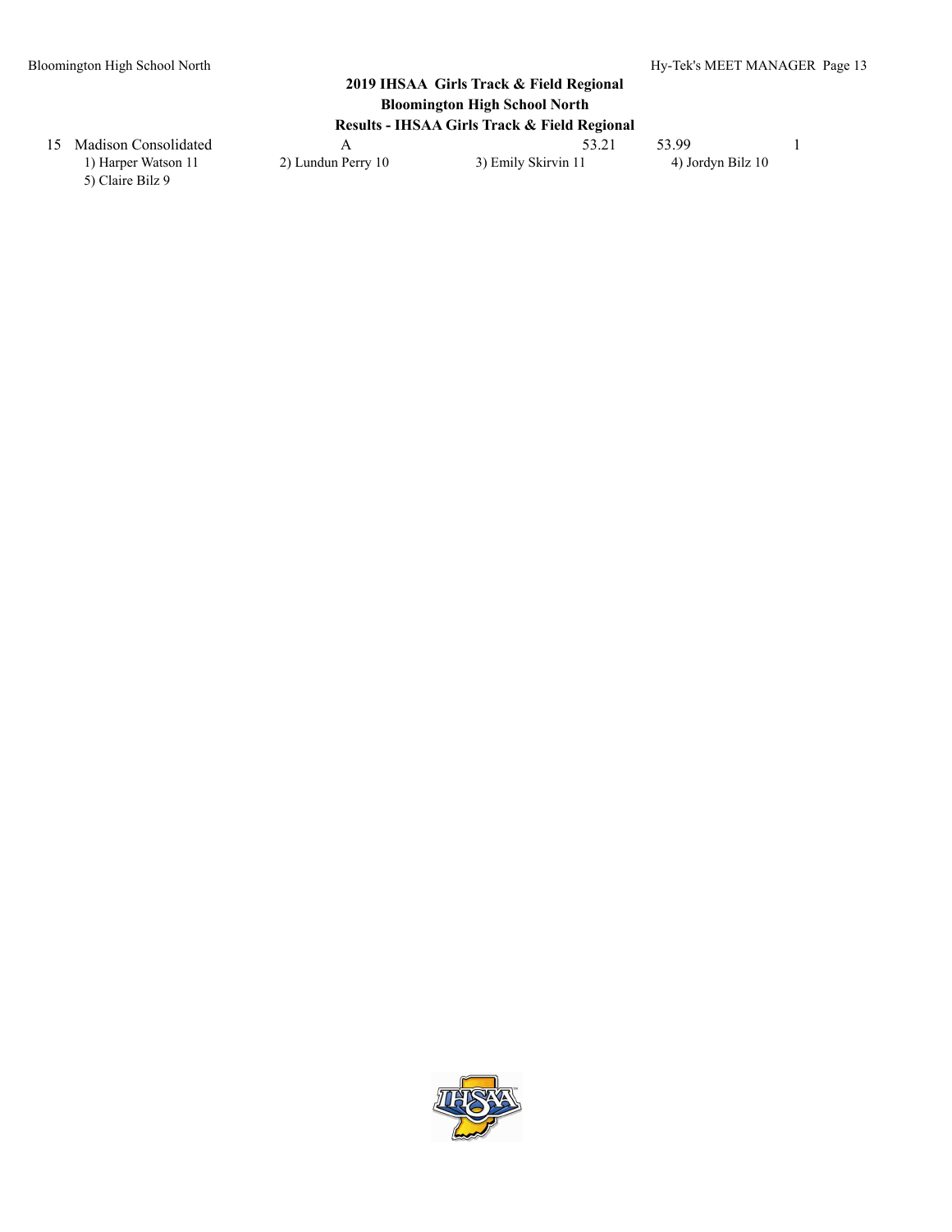## 2019 IHSAA Girls Track & Field Regional
### Bloomington High School North
### Results - IHSAA Girls Track & Field Regional

| | | | | | |
|---|---|---|---|---|---|
| 15 | Madison Consolidated | A | 53.21 | 53.99 | 1 |

1) Harper Watson 11 2) Lundun Perry 10 3) Emily Skirvin 11 4) Jordyn Bilz 10
5) Claire Bilz 9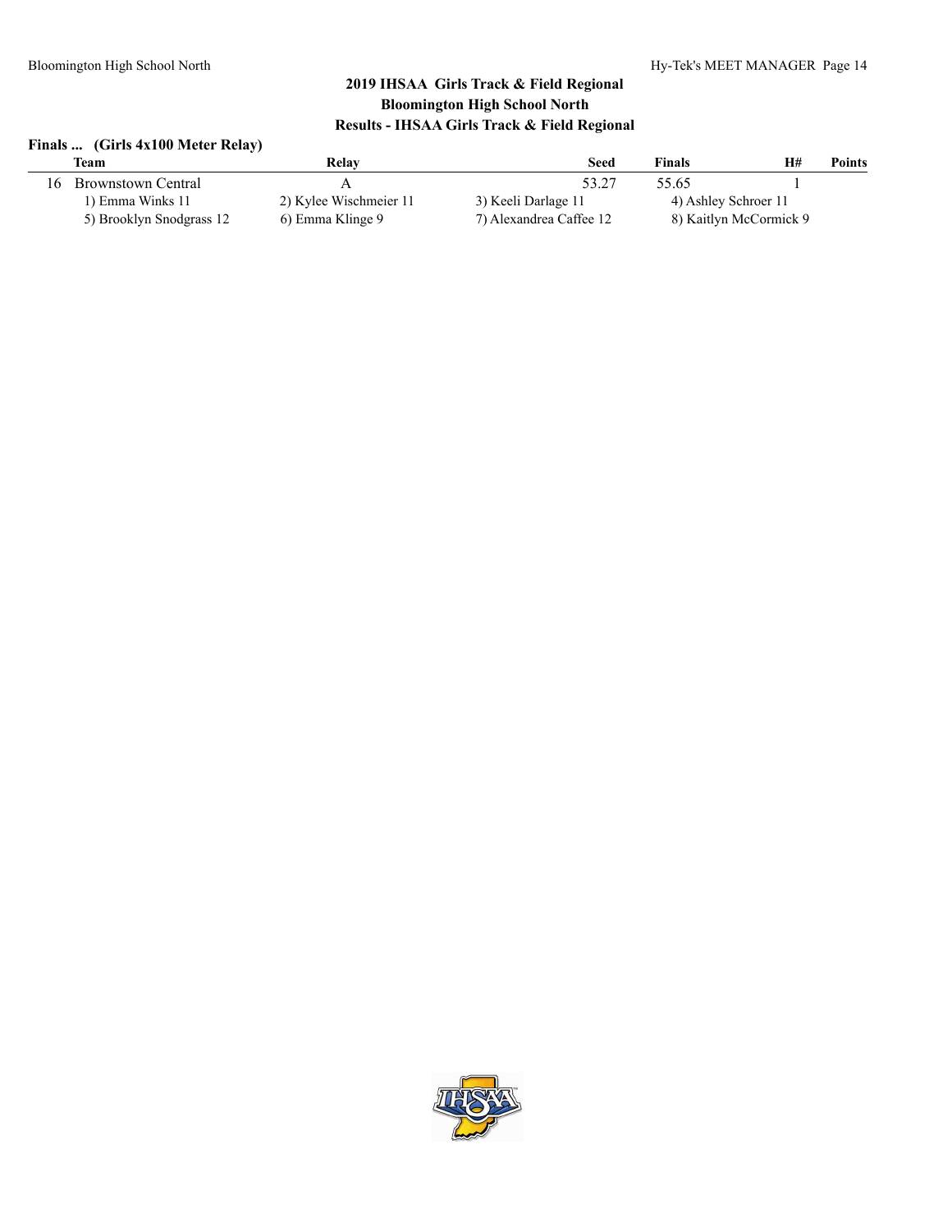## 2019 IHSAA Girls Track & Field Regional
## Bloomington High School North
## Results - IHSAA Girls Track & Field Regional

### Finals ... (Girls 4x100 Meter Relay)

| | Team | Relay | Seed | Finals | H# | Points |
|---|---|---|---|---|---|---|
| 16 | Brownstown Central | A | 53.27 | 55.65 | 1 | |
| | 1) Emma Winks 11 | 2) Kylee Wischmeier 11 | 3) Keeli Darlage 11 | 4) Ashley Schroer 11 | | |
| | 5) Brooklyn Snodgrass 12 | 6) Emma Klinge 9 | 7) Alexandrea Caffee 12 | 8) Kaitlyn McCormick 9 | | |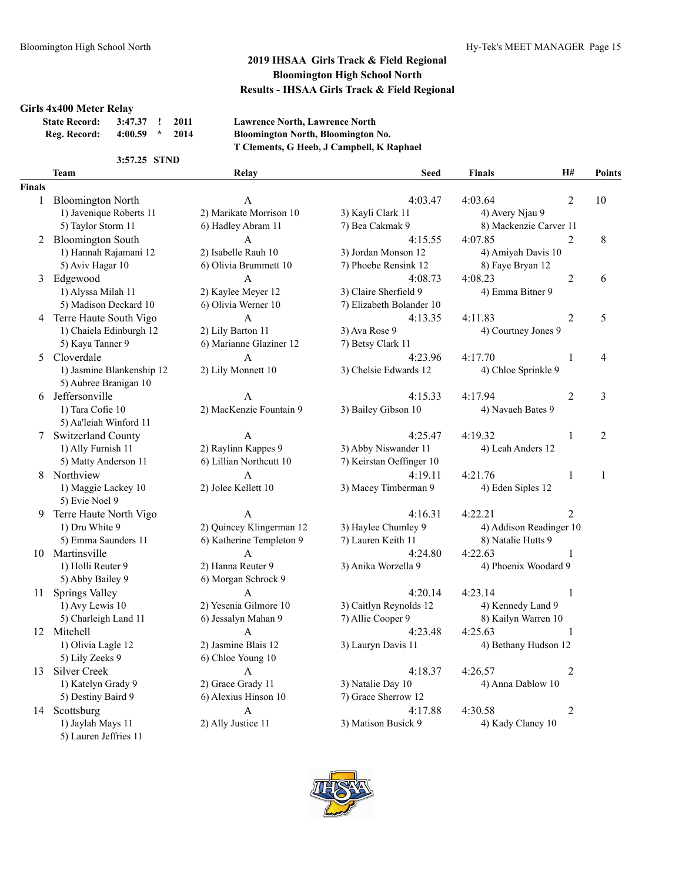## 2019 IHSAA Girls Track & Field Regional
## Bloomington High School North
## Results - IHSAA Girls Track & Field Regional

### Girls 4x400 Meter Relay

| | | | | |
|---|---|---|---|---|
| State Record: | 3:47.37 | ! | 2011 | Lawrence North, Lawrence North |
| Reg. Record: | 4:00.59 | * | 2014 | Bloomington North, Bloomington No. |
| | | | | T Clements, G Heeb, J Campbell, K Raphael |
| | 3:57.25 | STND | | |

| | Team | Relay | Seed | Finals | H# | Points |
|---|---|---|---|---|---|---|
| **Finals** | | | | | | |
| 1 | Bloomington North | A | 4:03.47 | 4:03.64 | 2 | 10 |
| | 1) Javenique Roberts 11 | 2) Marikate Morrison 10 | 3) Kayli Clark 11 | 4) Avery Njau 9 | | |
| | 5) Taylor Storm 11 | 6) Hadley Abram 11 | 7) Bea Cakmak 9 | 8) Mackenzie Carver 11 | | |
| 2 | Bloomington South | A | 4:15.55 | 4:07.85 | 2 | 8 |
| | 1) Hannah Rajamani 12 | 2) Isabelle Rauh 10 | 3) Jordan Monson 12 | 4) Amiyah Davis 10 | | |
| | 5) Aviv Hagar 10 | 6) Olivia Brummett 10 | 7) Phoebe Rensink 12 | 8) Faye Bryan 12 | | |
| 3 | Edgewood | A | 4:08.73 | 4:08.23 | 2 | 6 |
| | 1) Alyssa Milah 11 | 2) Kaylee Meyer 12 | 3) Claire Sherfield 9 | 4) Emma Bitner 9 | | |
| | 5) Madison Deckard 10 | 6) Olivia Werner 10 | 7) Elizabeth Bolander 10 | | | |
| 4 | Terre Haute South Vigo | A | 4:13.35 | 4:11.83 | 2 | 5 |
| | 1) Chaiela Edinburgh 12 | 2) Lily Barton 11 | 3) Ava Rose 9 | 4) Courtney Jones 9 | | |
| | 5) Kaya Tanner 9 | 6) Marianne Glaziner 12 | 7) Betsy Clark 11 | | | |
| 5 | Cloverdale | A | 4:23.96 | 4:17.70 | 1 | 4 |
| | 1) Jasmine Blankenship 12 | 2) Lily Monnett 10 | 3) Chelsie Edwards 12 | 4) Chloe Sprinkle 9 | | |
| | 5) Aubree Branigan 10 | | | | | |
| 6 | Jeffersonville | A | 4:15.33 | 4:17.94 | 2 | 3 |
| | 1) Tara Cofie 10 | 2) MacKenzie Fountain 9 | 3) Bailey Gibson 10 | 4) Navaeh Bates 9 | | |
| | 5) Aa'leiah Winford 11 | | | | | |
| 7 | Switzerland County | A | 4:25.47 | 4:19.32 | 1 | 2 |
| | 1) Ally Furnish 11 | 2) Raylinn Kappes 9 | 3) Abby Niswander 11 | 4) Leah Anders 12 | | |
| | 5) Matty Anderson 11 | 6) Lillian Northcutt 10 | 7) Keirstan Oeffinger 10 | | | |
| 8 | Northview | A | 4:19.11 | 4:21.76 | 1 | 1 |
| | 1) Maggie Lackey 10 | 2) Jolee Kellett 10 | 3) Macey Timberman 9 | 4) Eden Siples 12 | | |
| | 5) Evie Noel 9 | | | | | |
| 9 | Terre Haute North Vigo | A | 4:16.31 | 4:22.21 | 2 | |
| | 1) Dru White 9 | 2) Quincey Klingerman 12 | 3) Haylee Chumley 9 | 4) Addison Readinger 10 | | |
| | 5) Emma Saunders 11 | 6) Katherine Templeton 9 | 7) Lauren Keith 11 | 8) Natalie Hutts 9 | | |
| 10 | Martinsville | A | 4:24.80 | 4:22.63 | 1 | |
| | 1) Holli Reuter 9 | 2) Hanna Reuter 9 | 3) Anika Worzella 9 | 4) Phoenix Woodard 9 | | |
| | 5) Abby Bailey 9 | 6) Morgan Schrock 9 | | | | |
| 11 | Springs Valley | A | 4:20.14 | 4:23.14 | 1 | |
| | 1) Avy Lewis 10 | 2) Yesenia Gilmore 10 | 3) Caitlyn Reynolds 12 | 4) Kennedy Land 9 | | |
| | 5) Charleigh Land 11 | 6) Jessalyn Mahan 9 | 7) Allie Cooper 9 | 8) Kailyn Warren 10 | | |
| 12 | Mitchell | A | 4:23.48 | 4:25.63 | 1 | |
| | 1) Olivia Lagle 12 | 2) Jasmine Blais 12 | 3) Lauryn Davis 11 | 4) Bethany Hudson 12 | | |
| | 5) Lily Zeeks 9 | 6) Chloe Young 10 | | | | |
| 13 | Silver Creek | A | 4:18.37 | 4:26.57 | 2 | |
| | 1) Katelyn Grady 9 | 2) Grace Grady 11 | 3) Natalie Day 10 | 4) Anna Dablow 10 | | |
| | 5) Destiny Baird 9 | 6) Alexius Hinson 10 | 7) Grace Sherrow 12 | | | |
| 14 | Scottsburg | A | 4:17.88 | 4:30.58 | 2 | |
| | 1) Jaylah Mays 11 | 2) Ally Justice 11 | 3) Matison Busick 9 | 4) Kady Clancy 10 | | |
| | 5) Lauren Jeffries 11 | | | | | |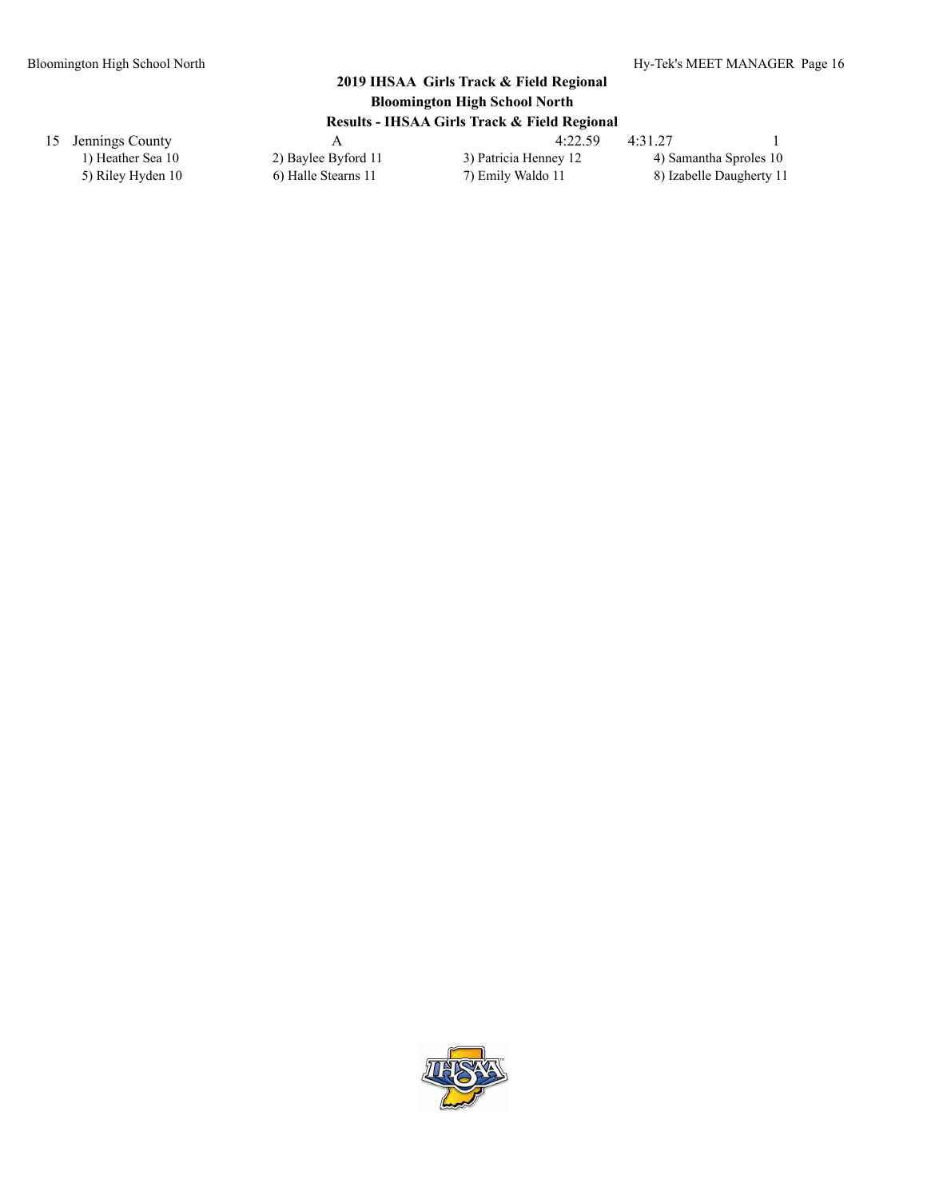## 2019 IHSAA Girls Track & Field Regional
## Bloomington High School North
## Results - IHSAA Girls Track & Field Regional

| | | | | | |
|---|---|---|---|---|---|
| 15 | Jennings County | A | 4:22.59 | 4:31.27 | 1 |

1) Heather Sea 10 2) Baylee Byford 11 3) Patricia Henney 12 4) Samantha Sproles 10
5) Riley Hyden 10 6) Halle Stearns 11 7) Emily Waldo 11 8) Izabelle Daugherty 11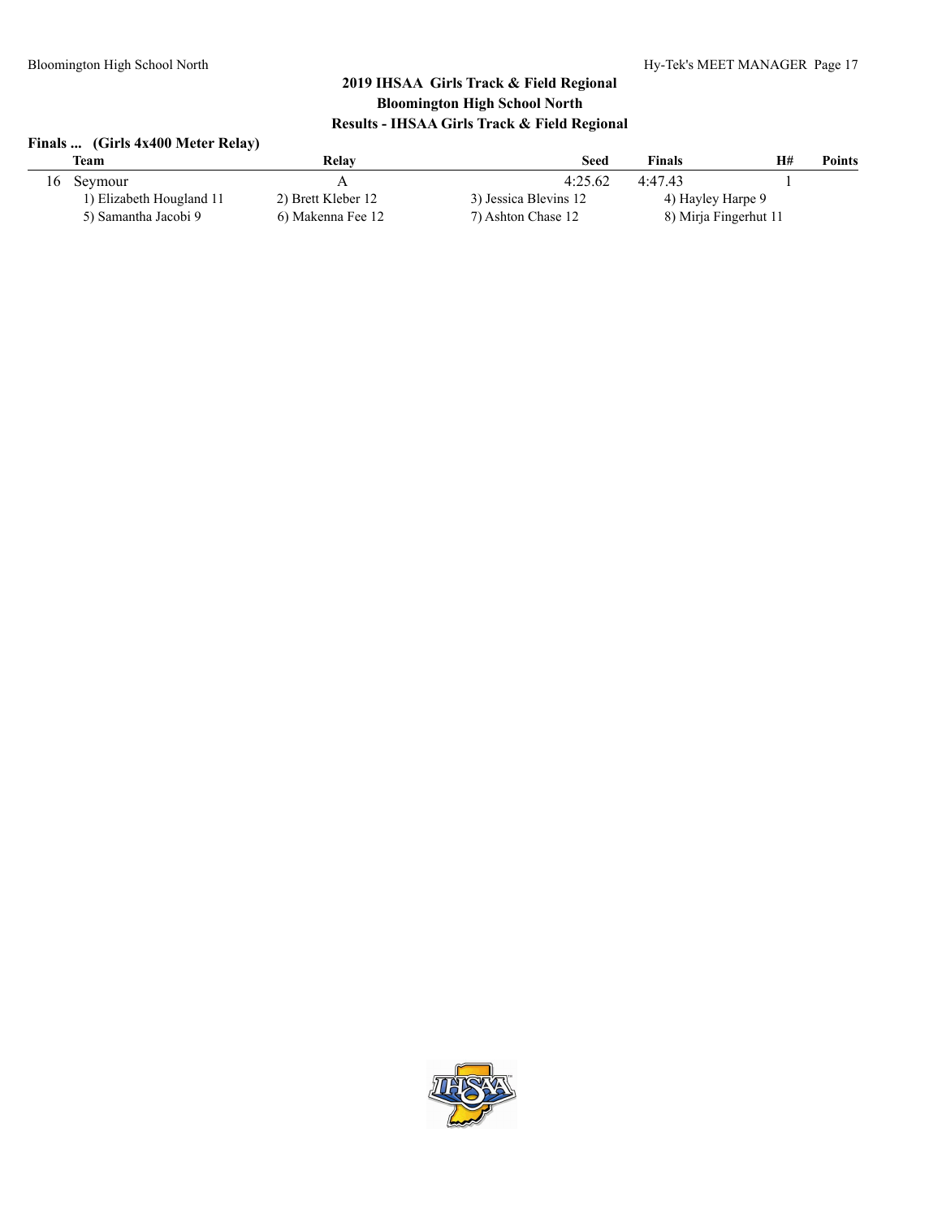## 2019 IHSAA Girls Track & Field Regional
## Bloomington High School North
## Results - IHSAA Girls Track & Field Regional

### Finals ... (Girls 4x400 Meter Relay)

| | Team | Relay | Seed | Finals | H# | Points |
|---|---|---|---|---|---|---|
| 16 | Seymour | A | 4:25.62 | 4:47.43 | 1 | |
| | 1) Elizabeth Hougland 11 | 2) Brett Kleber 12 | 3) Jessica Blevins 12 | 4) Hayley Harpe 9 | | |
| | 5) Samantha Jacobi 9 | 6) Makenna Fee 12 | 7) Ashton Chase 12 | 8) Mirja Fingerhut 11 | | |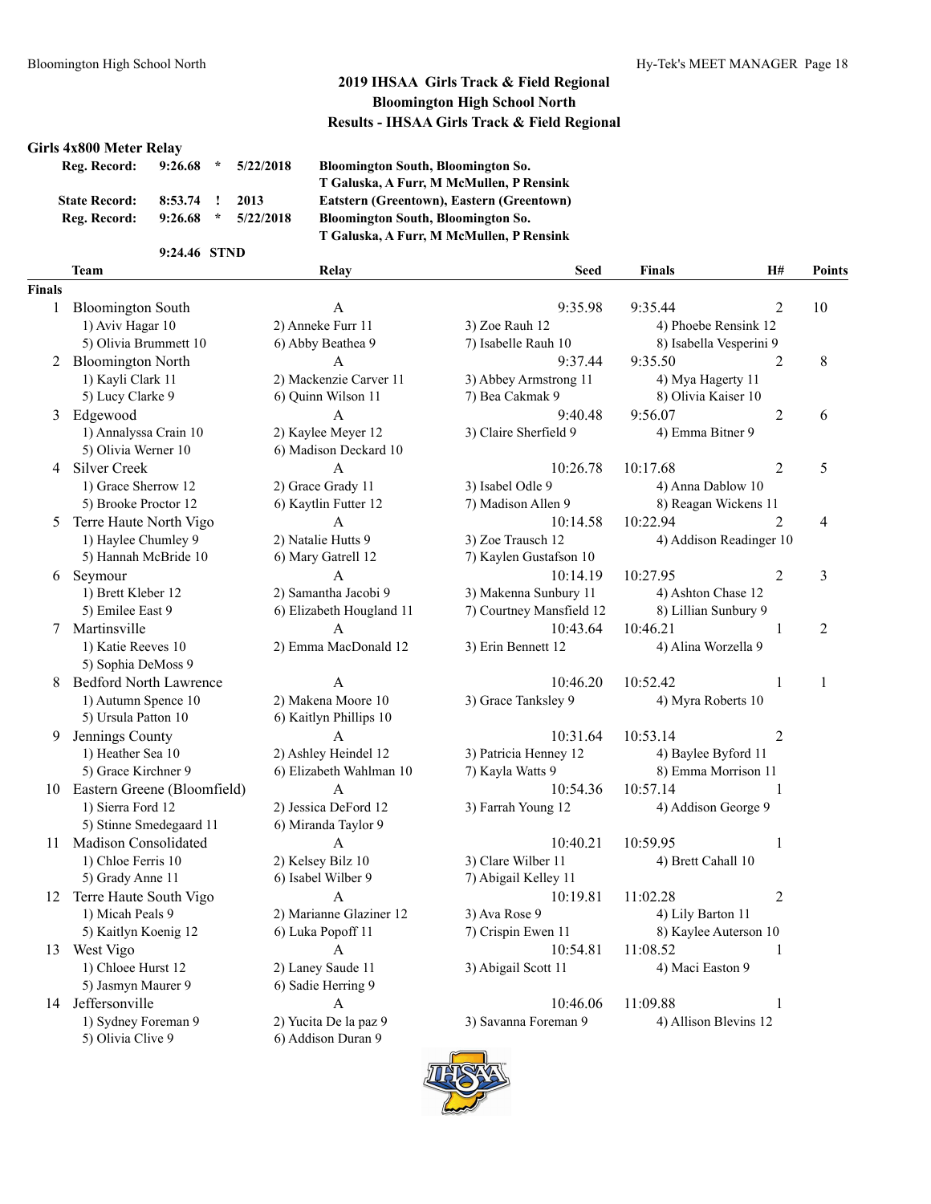## 2019 IHSAA Girls Track & Field Regional
## Bloomington High School North
## Results - IHSAA Girls Track & Field Regional

### Girls 4x800 Meter Relay

| | | | | |
|---|---|---|---|---|
| Reg. Record: | 9:26.68 | * | 5/22/2018 | Bloomington South, Bloomington So. T Galuska, A Furr, M McMullen, P Rensink |
| State Record: | 8:53.74 | ! | 2013 | Eatstern (Greentown), Eastern (Greentown) |
| Reg. Record: | 9:26.68 | * | 5/22/2018 | Bloomington South, Bloomington So. T Galuska, A Furr, M McMullen, P Rensink |
| | 9:24.46 | STND | | |

**Finals**

| | Team | Relay | Seed | Finals | H# | Points |
|---|---|---|---|---|---|---|
| 1 | Bloomington South | A | 9:35.98 | 9:35.44 | 2 | 10 |
| | 1) Aviv Hagar 10 | 2) Anneke Furr 11 | 3) Zoe Rauh 12 | 4) Phoebe Rensink 12 | | |
| | 5) Olivia Brummett 10 | 6) Abby Beathea 9 | 7) Isabelle Rauh 10 | 8) Isabella Vesperini 9 | | |
| 2 | Bloomington North | A | 9:37.44 | 9:35.50 | 2 | 8 |
| | 1) Kayli Clark 11 | 2) Mackenzie Carver 11 | 3) Abbey Armstrong 11 | 4) Mya Hagerty 11 | | |
| | 5) Lucy Clarke 9 | 6) Quinn Wilson 11 | 7) Bea Cakmak 9 | 8) Olivia Kaiser 10 | | |
| 3 | Edgewood | A | 9:40.48 | 9:56.07 | 2 | 6 |
| | 1) Annalyssa Crain 10 | 2) Kaylee Meyer 12 | 3) Claire Sherfield 9 | 4) Emma Bitner 9 | | |
| | 5) Olivia Werner 10 | 6) Madison Deckard 10 | | | | |
| 4 | Silver Creek | A | 10:26.78 | 10:17.68 | 2 | 5 |
| | 1) Grace Sherrow 12 | 2) Grace Grady 11 | 3) Isabel Odle 9 | 4) Anna Dablow 10 | | |
| | 5) Brooke Proctor 12 | 6) Kaytlin Futter 12 | 7) Madison Allen 9 | 8) Reagan Wickens 11 | | |
| 5 | Terre Haute North Vigo | A | 10:14.58 | 10:22.94 | 2 | 4 |
| | 1) Haylee Chumley 9 | 2) Natalie Hutts 9 | 3) Zoe Trausch 12 | 4) Addison Readinger 10 | | |
| | 5) Hannah McBride 10 | 6) Mary Gatrell 12 | 7) Kaylen Gustafson 10 | | | |
| 6 | Seymour | A | 10:14.19 | 10:27.95 | 2 | 3 |
| | 1) Brett Kleber 12 | 2) Samantha Jacobi 9 | 3) Makenna Sunbury 11 | 4) Ashton Chase 12 | | |
| | 5) Emilee East 9 | 6) Elizabeth Hougland 11 | 7) Courtney Mansfield 12 | 8) Lillian Sunbury 9 | | |
| 7 | Martinsville | A | 10:43.64 | 10:46.21 | 1 | 2 |
| | 1) Katie Reeves 10 | 2) Emma MacDonald 12 | 3) Erin Bennett 12 | 4) Alina Worzella 9 | | |
| | 5) Sophia DeMoss 9 | | | | | |
| 8 | Bedford North Lawrence | A | 10:46.20 | 10:52.42 | 1 | 1 |
| | 1) Autumn Spence 10 | 2) Makena Moore 10 | 3) Grace Tanksley 9 | 4) Myra Roberts 10 | | |
| | 5) Ursula Patton 10 | 6) Kaitlyn Phillips 10 | | | | |
| 9 | Jennings County | A | 10:31.64 | 10:53.14 | 2 | |
| | 1) Heather Sea 10 | 2) Ashley Heindel 12 | 3) Patricia Henney 12 | 4) Baylee Byford 11 | | |
| | 5) Grace Kirchner 9 | 6) Elizabeth Wahlman 10 | 7) Kayla Watts 9 | 8) Emma Morrison 11 | | |
| 10 | Eastern Greene (Bloomfield) | A | 10:54.36 | 10:57.14 | 1 | |
| | 1) Sierra Ford 12 | 2) Jessica DeFord 12 | 3) Farrah Young 12 | 4) Addison George 9 | | |
| | 5) Stinne Smedegaard 11 | 6) Miranda Taylor 9 | | | | |
| 11 | Madison Consolidated | A | 10:40.21 | 10:59.95 | 1 | |
| | 1) Chloe Ferris 10 | 2) Kelsey Bilz 10 | 3) Clare Wilber 11 | 4) Brett Cahall 10 | | |
| | 5) Grady Anne 11 | 6) Isabel Wilber 9 | 7) Abigail Kelley 11 | | | |
| 12 | Terre Haute South Vigo | A | 10:19.81 | 11:02.28 | 2 | |
| | 1) Micah Peals 9 | 2) Marianne Glaziner 12 | 3) Ava Rose 9 | 4) Lily Barton 11 | | |
| | 5) Kaitlyn Koenig 12 | 6) Luka Popoff 11 | 7) Crispin Ewen 11 | 8) Kaylee Auterson 10 | | |
| 13 | West Vigo | A | 10:54.81 | 11:08.52 | 1 | |
| | 1) Chloee Hurst 12 | 2) Laney Saude 11 | 3) Abigail Scott 11 | 4) Maci Easton 9 | | |
| | 5) Jasmyn Maurer 9 | 6) Sadie Herring 9 | | | | |
| 14 | Jeffersonville | A | 10:46.06 | 11:09.88 | 1 | |
| | 1) Sydney Foreman 9 | 2) Yucita De la paz 9 | 3) Savanna Foreman 9 | 4) Allison Blevins 12 | | |
| | 5) Olivia Clive 9 | 6) Addison Duran 9 | | | | |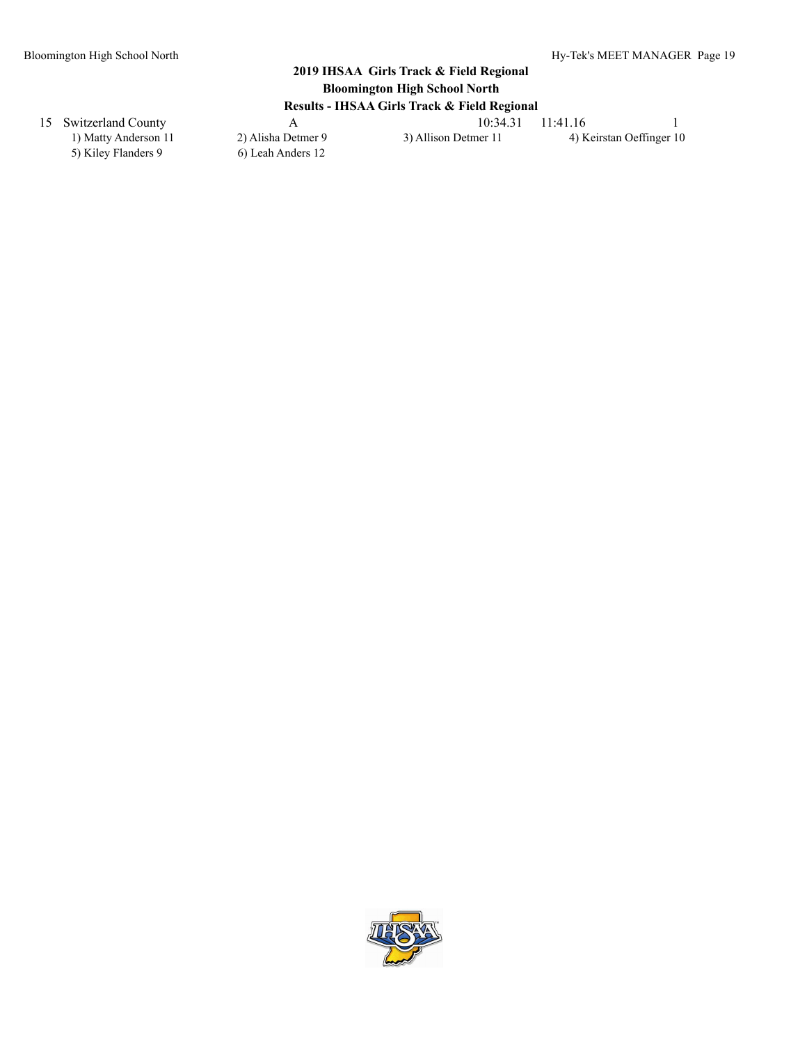## 2019 IHSAA Girls Track & Field Regional

### Bloomington High School North

### Results - IHSAA Girls Track & Field Regional

| | | | | | |
|---|---|---|---|---|---|
| 15 | Switzerland County | A | 10:34.31 | 11:41.16 | 1 |

1) Matty Anderson 11 2) Alisha Detmer 9 3) Allison Detmer 11 4) Keirstan Oeffinger 10
5) Kiley Flanders 9 6) Leah Anders 12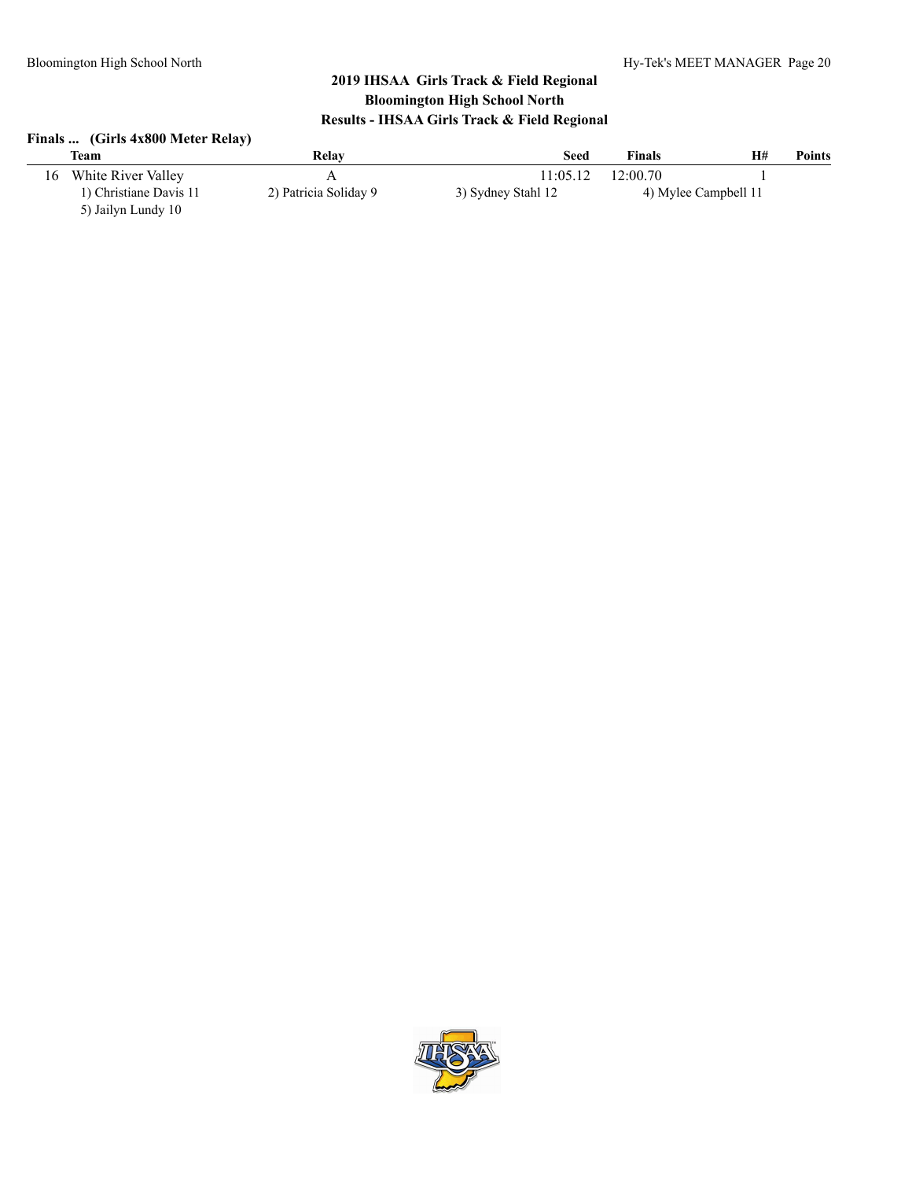## 2019 IHSAA Girls Track & Field Regional
## Bloomington High School North
## Results - IHSAA Girls Track & Field Regional

### Finals ... (Girls 4x800 Meter Relay)

| | Team | Relay | Seed | Finals | H# | Points |
|---|---|---|---|---|---|---|
| 16 | White River Valley | A | 11:05.12 | 12:00.70 | 1 | |
| | 1) Christiane Davis 11 | 2) Patricia Soliday 9 | 3) Sydney Stahl 12 | 4) Mylee Campbell 11 | | |
| | 5) Jailyn Lundy 10 | | | | | |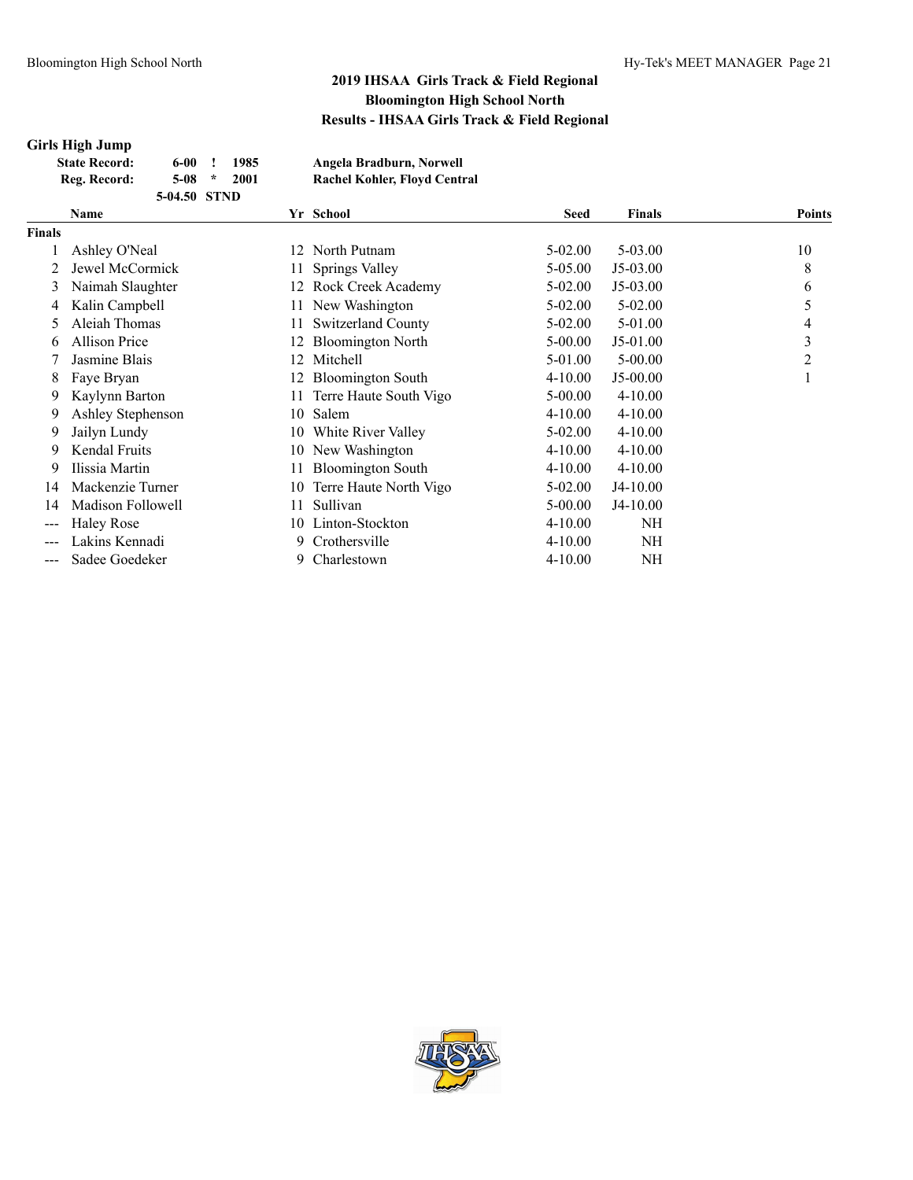## 2019 IHSAA Girls Track & Field Regional
## Bloomington High School North
## Results - IHSAA Girls Track & Field Regional

### Girls High Jump

| | | | | |
|---|---|---|---|---|
| **State Record:** | **6-00** | **!** | **1985** | **Angela Bradburn, Norwell** |
| **Reg. Record:** | **5-08** | **\*** | **2001** | **Rachel Kohler, Floyd Central** |
| | **5-04.50** | **STND** | | |

| | Name | Yr | School | Seed | Finals | Points |
|---|---|---|---|---|---|---|
| **Finals** | | | | | | |
| 1 | Ashley O'Neal | 12 | North Putnam | 5-02.00 | 5-03.00 | 10 |
| 2 | Jewel McCormick | 11 | Springs Valley | 5-05.00 | J5-03.00 | 8 |
| 3 | Naimah Slaughter | 12 | Rock Creek Academy | 5-02.00 | J5-03.00 | 6 |
| 4 | Kalin Campbell | 11 | New Washington | 5-02.00 | 5-02.00 | 5 |
| 5 | Aleiah Thomas | 11 | Switzerland County | 5-02.00 | 5-01.00 | 4 |
| 6 | Allison Price | 12 | Bloomington North | 5-00.00 | J5-01.00 | 3 |
| 7 | Jasmine Blais | 12 | Mitchell | 5-01.00 | 5-00.00 | 2 |
| 8 | Faye Bryan | 12 | Bloomington South | 4-10.00 | J5-00.00 | 1 |
| 9 | Kaylynn Barton | 11 | Terre Haute South Vigo | 5-00.00 | 4-10.00 | |
| 9 | Ashley Stephenson | 10 | Salem | 4-10.00 | 4-10.00 | |
| 9 | Jailyn Lundy | 10 | White River Valley | 5-02.00 | 4-10.00 | |
| 9 | Kendal Fruits | 10 | New Washington | 4-10.00 | 4-10.00 | |
| 9 | Ilissia Martin | 11 | Bloomington South | 4-10.00 | 4-10.00 | |
| 14 | Mackenzie Turner | 10 | Terre Haute North Vigo | 5-02.00 | J4-10.00 | |
| 14 | Madison Followell | 11 | Sullivan | 5-00.00 | J4-10.00 | |
| --- | Haley Rose | 10 | Linton-Stockton | 4-10.00 | NH | |
| --- | Lakins Kennadi | 9 | Crothersville | 4-10.00 | NH | |
| --- | Sadee Goedeker | 9 | Charlestown | 4-10.00 | NH | |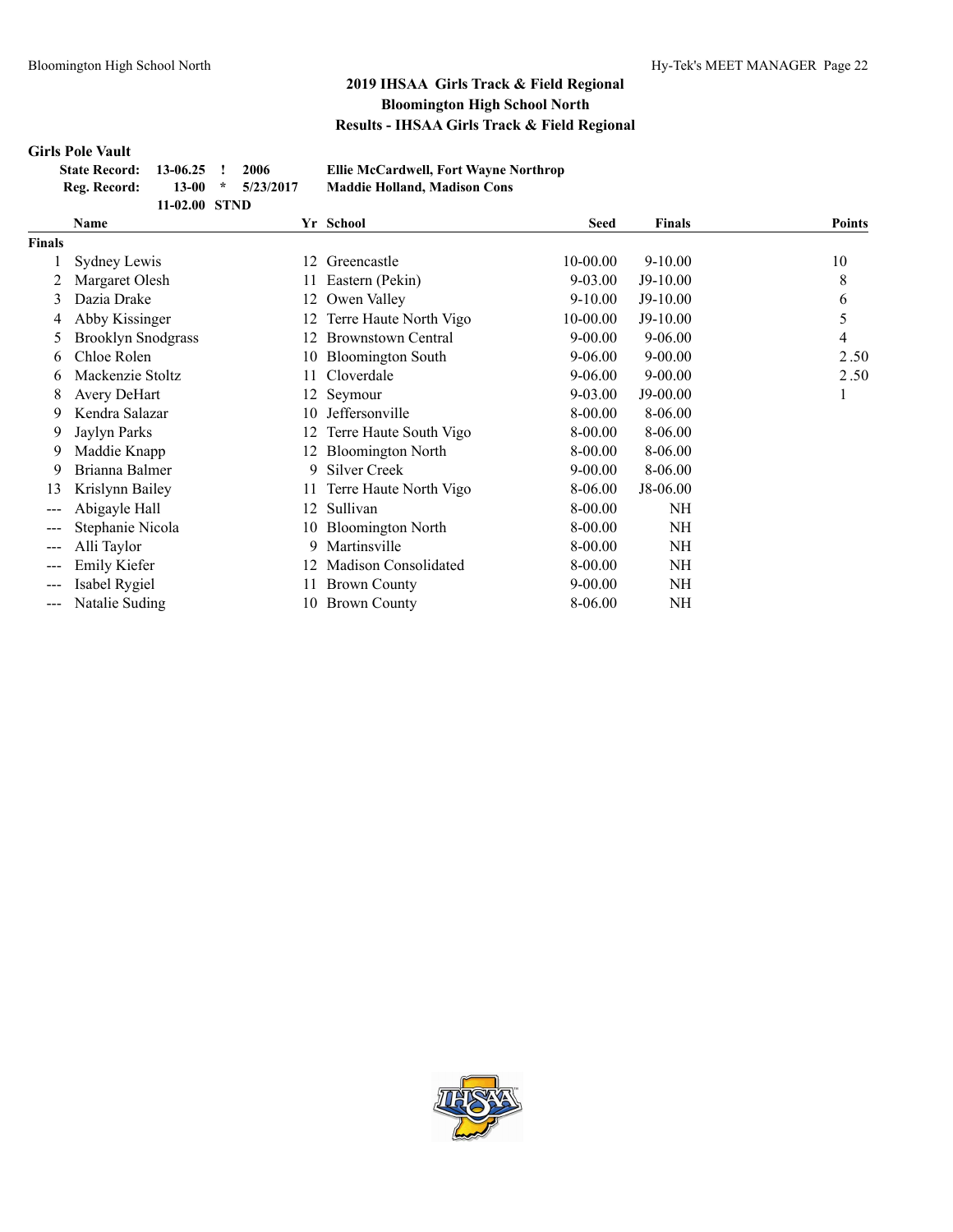## 2019 IHSAA Girls Track & Field Regional
## Bloomington High School North
## Results - IHSAA Girls Track & Field Regional

### Girls Pole Vault

| | | | | |
|---|---|---|---|---|
| State Record: | 13-06.25 | ! | 2006 | Ellie McCardwell, Fort Wayne Northrop |
| Reg. Record: | 13-00 | * | 5/23/2017 | Maddie Holland, Madison Cons |
| | 11-02.00 | STND | | |

| | Name | Yr | School | Seed | Finals | Points |
|---|---|---|---|---|---|---|
| **Finals** | | | | | | |
| 1 | Sydney Lewis | 12 | Greencastle | 10-00.00 | 9-10.00 | 10 |
| 2 | Margaret Olesh | 11 | Eastern (Pekin) | 9-03.00 | J9-10.00 | 8 |
| 3 | Dazia Drake | 12 | Owen Valley | 9-10.00 | J9-10.00 | 6 |
| 4 | Abby Kissinger | 12 | Terre Haute North Vigo | 10-00.00 | J9-10.00 | 5 |
| 5 | Brooklyn Snodgrass | 12 | Brownstown Central | 9-00.00 | 9-06.00 | 4 |
| 6 | Chloe Rolen | 10 | Bloomington South | 9-06.00 | 9-00.00 | 2.50 |
| 6 | Mackenzie Stoltz | 11 | Cloverdale | 9-06.00 | 9-00.00 | 2.50 |
| 8 | Avery DeHart | 12 | Seymour | 9-03.00 | J9-00.00 | 1 |
| 9 | Kendra Salazar | 10 | Jeffersonville | 8-00.00 | 8-06.00 | |
| 9 | Jaylyn Parks | 12 | Terre Haute South Vigo | 8-00.00 | 8-06.00 | |
| 9 | Maddie Knapp | 12 | Bloomington North | 8-00.00 | 8-06.00 | |
| 9 | Brianna Balmer | 9 | Silver Creek | 9-00.00 | 8-06.00 | |
| 13 | Krislynn Bailey | 11 | Terre Haute North Vigo | 8-06.00 | J8-06.00 | |
| --- | Abigayle Hall | 12 | Sullivan | 8-00.00 | NH | |
| --- | Stephanie Nicola | 10 | Bloomington North | 8-00.00 | NH | |
| --- | Alli Taylor | 9 | Martinsville | 8-00.00 | NH | |
| --- | Emily Kiefer | 12 | Madison Consolidated | 8-00.00 | NH | |
| --- | Isabel Rygiel | 11 | Brown County | 9-00.00 | NH | |
| --- | Natalie Suding | 10 | Brown County | 8-06.00 | NH | |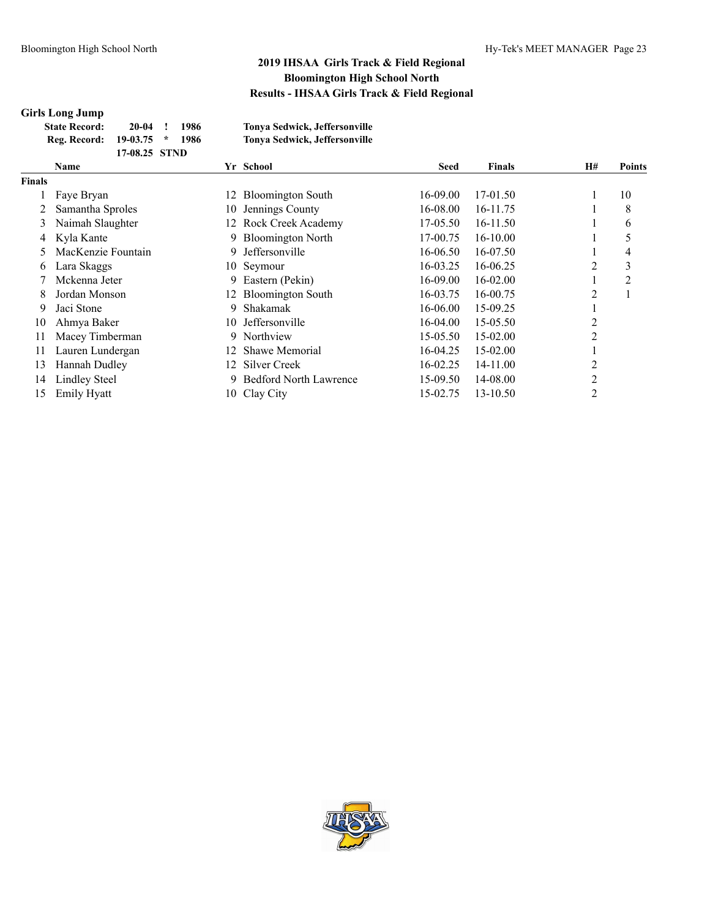# 2019 IHSAA Girls Track & Field Regional
## Bloomington High School North
## Results - IHSAA Girls Track & Field Regional

### Girls Long Jump

| | | | | |
|---|---|---|---|---|
| **State Record:** | **20-04** | **!** | **1986** | **Tonya Sedwick, Jeffersonville** |
| **Reg. Record:** | **19-03.75** | **\*** | **1986** | **Tonya Sedwick, Jeffersonville** |
| | **17-08.25** | **STND** | | |

| | Name | Yr | School | Seed | Finals | H# | Points |
|---|---|---|---|---|---|---|---|
| **Finals** | | | | | | | |
| 1 | Faye Bryan | 12 | Bloomington South | 16-09.00 | 17-01.50 | 1 | 10 |
| 2 | Samantha Sproles | 10 | Jennings County | 16-08.00 | 16-11.75 | 1 | 8 |
| 3 | Naimah Slaughter | 12 | Rock Creek Academy | 17-05.50 | 16-11.50 | 1 | 6 |
| 4 | Kyla Kante | 9 | Bloomington North | 17-00.75 | 16-10.00 | 1 | 5 |
| 5 | MacKenzie Fountain | 9 | Jeffersonville | 16-06.50 | 16-07.50 | 1 | 4 |
| 6 | Lara Skaggs | 10 | Seymour | 16-03.25 | 16-06.25 | 2 | 3 |
| 7 | Mckenna Jeter | 9 | Eastern (Pekin) | 16-09.00 | 16-02.00 | 1 | 2 |
| 8 | Jordan Monson | 12 | Bloomington South | 16-03.75 | 16-00.75 | 2 | 1 |
| 9 | Jaci Stone | 9 | Shakamak | 16-06.00 | 15-09.25 | 1 | |
| 10 | Ahmya Baker | 10 | Jeffersonville | 16-04.00 | 15-05.50 | 2 | |
| 11 | Macey Timberman | 9 | Northview | 15-05.50 | 15-02.00 | 2 | |
| 11 | Lauren Lundergan | 12 | Shawe Memorial | 16-04.25 | 15-02.00 | 1 | |
| 13 | Hannah Dudley | 12 | Silver Creek | 16-02.25 | 14-11.00 | 2 | |
| 14 | Lindley Steel | 9 | Bedford North Lawrence | 15-09.50 | 14-08.00 | 2 | |
| 15 | Emily Hyatt | 10 | Clay City | 15-02.75 | 13-10.50 | 2 | |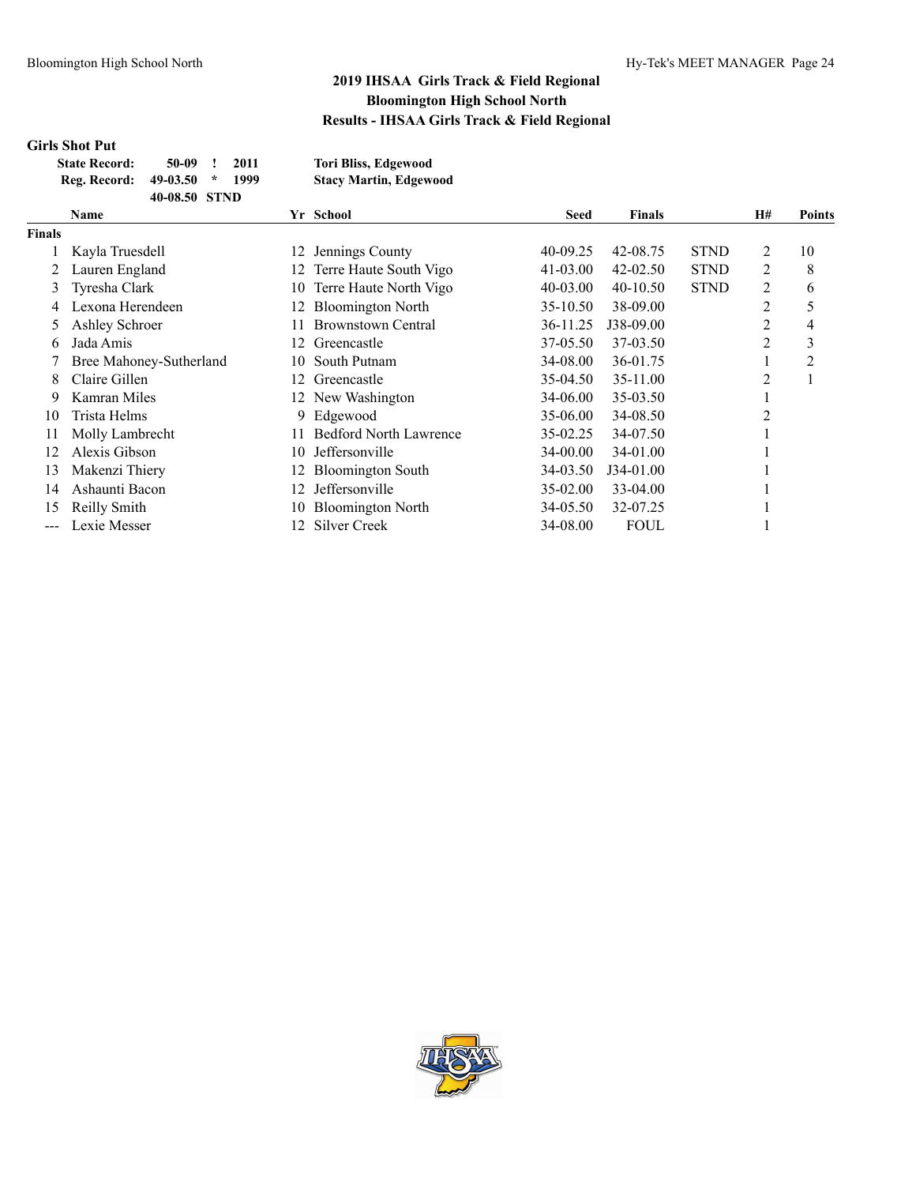## 2019 IHSAA Girls Track & Field Regional
## Bloomington High School North
## Results - IHSAA Girls Track & Field Regional

### Girls Shot Put

| | | | | |
|---|---|---|---|---|
| **State Record:** | **50-09** | **!** | **2011** | **Tori Bliss, Edgewood** |
| **Reg. Record:** | **49-03.50** | **\*** | **1999** | **Stacy Martin, Edgewood** |
| | **40-08.50** | **STND** | | |

| | Name | Yr | School | Seed | Finals | | H# | Points |
|---|---|---|---|---|---|---|---|---|
| **Finals** | | | | | | | | |
| 1 | Kayla Truesdell | 12 | Jennings County | 40-09.25 | 42-08.75 | STND | 2 | 10 |
| 2 | Lauren England | 12 | Terre Haute South Vigo | 41-03.00 | 42-02.50 | STND | 2 | 8 |
| 3 | Tyresha Clark | 10 | Terre Haute North Vigo | 40-03.00 | 40-10.50 | STND | 2 | 6 |
| 4 | Lexona Herendeen | 12 | Bloomington North | 35-10.50 | 38-09.00 | | 2 | 5 |
| 5 | Ashley Schroer | 11 | Brownstown Central | 36-11.25 | J38-09.00 | | 2 | 4 |
| 6 | Jada Amis | 12 | Greencastle | 37-05.50 | 37-03.50 | | 2 | 3 |
| 7 | Bree Mahoney-Sutherland | 10 | South Putnam | 34-08.00 | 36-01.75 | | 1 | 2 |
| 8 | Claire Gillen | 12 | Greencastle | 35-04.50 | 35-11.00 | | 2 | 1 |
| 9 | Kamran Miles | 12 | New Washington | 34-06.00 | 35-03.50 | | 1 | |
| 10 | Trista Helms | 9 | Edgewood | 35-06.00 | 34-08.50 | | 2 | |
| 11 | Molly Lambrecht | 11 | Bedford North Lawrence | 35-02.25 | 34-07.50 | | 1 | |
| 12 | Alexis Gibson | 10 | Jeffersonville | 34-00.00 | 34-01.00 | | 1 | |
| 13 | Makenzi Thiery | 12 | Bloomington South | 34-03.50 | J34-01.00 | | 1 | |
| 14 | Ashaunti Bacon | 12 | Jeffersonville | 35-02.00 | 33-04.00 | | 1 | |
| 15 | Reilly Smith | 10 | Bloomington North | 34-05.50 | 32-07.25 | | 1 | |
| --- | Lexie Messer | 12 | Silver Creek | 34-08.00 | FOUL | | 1 | |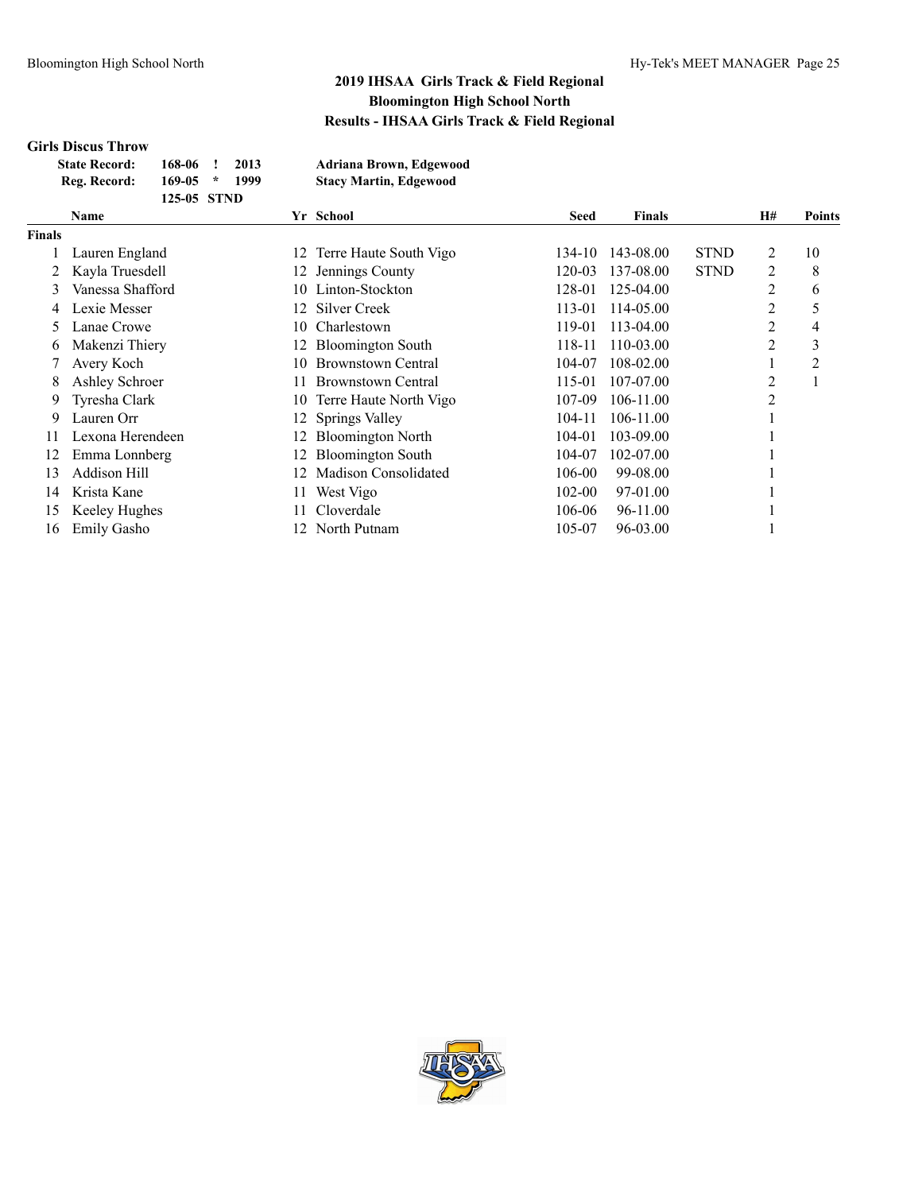# 2019 IHSAA Girls Track & Field Regional
## Bloomington High School North
## Results - IHSAA Girls Track & Field Regional

### Girls Discus Throw

| | | | | |
|---|---|---|---|---|
| State Record: | 168-06 | ! | 2013 | Adriana Brown, Edgewood |
| Reg. Record: | 169-05 | * | 1999 | Stacy Martin, Edgewood |
| | 125-05 | STND | | |

| | Name | Yr | School | Seed | Finals | | H# | Points |
|---|---|---|---|---|---|---|---|---|
| **Finals** | | | | | | | | |
| 1 | Lauren England | 12 | Terre Haute South Vigo | 134-10 | 143-08.00 | STND | 2 | 10 |
| 2 | Kayla Truesdell | 12 | Jennings County | 120-03 | 137-08.00 | STND | 2 | 8 |
| 3 | Vanessa Shafford | 10 | Linton-Stockton | 128-01 | 125-04.00 | | 2 | 6 |
| 4 | Lexie Messer | 12 | Silver Creek | 113-01 | 114-05.00 | | 2 | 5 |
| 5 | Lanae Crowe | 10 | Charlestown | 119-01 | 113-04.00 | | 2 | 4 |
| 6 | Makenzi Thiery | 12 | Bloomington South | 118-11 | 110-03.00 | | 2 | 3 |
| 7 | Avery Koch | 10 | Brownstown Central | 104-07 | 108-02.00 | | 1 | 2 |
| 8 | Ashley Schroer | 11 | Brownstown Central | 115-01 | 107-07.00 | | 2 | 1 |
| 9 | Tyresha Clark | 10 | Terre Haute North Vigo | 107-09 | 106-11.00 | | 2 | |
| 9 | Lauren Orr | 12 | Springs Valley | 104-11 | 106-11.00 | | 1 | |
| 11 | Lexona Herendeen | 12 | Bloomington North | 104-01 | 103-09.00 | | 1 | |
| 12 | Emma Lonnberg | 12 | Bloomington South | 104-07 | 102-07.00 | | 1 | |
| 13 | Addison Hill | 12 | Madison Consolidated | 106-00 | 99-08.00 | | 1 | |
| 14 | Krista Kane | 11 | West Vigo | 102-00 | 97-01.00 | | 1 | |
| 15 | Keeley Hughes | 11 | Cloverdale | 106-06 | 96-11.00 | | 1 | |
| 16 | Emily Gasho | 12 | North Putnam | 105-07 | 96-03.00 | | 1 | |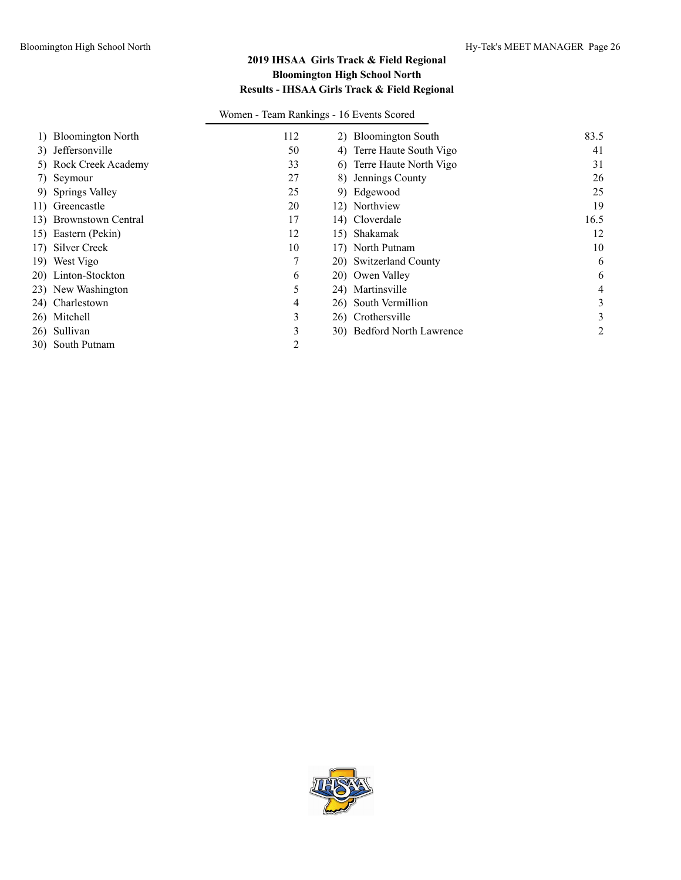## 2019 IHSAA Girls Track & Field Regional
## Bloomington High School North
## Results - IHSAA Girls Track & Field Regional

Women - Team Rankings - 16 Events Scored

| | | | | | |
|---|---|---|---|---|---|
| 1) | Bloomington North | 112 | 2) | Bloomington South | 83.5 |
| 3) | Jeffersonville | 50 | 4) | Terre Haute South Vigo | 41 |
| 5) | Rock Creek Academy | 33 | 6) | Terre Haute North Vigo | 31 |
| 7) | Seymour | 27 | 8) | Jennings County | 26 |
| 9) | Springs Valley | 25 | 9) | Edgewood | 25 |
| 11) | Greencastle | 20 | 12) | Northview | 19 |
| 13) | Brownstown Central | 17 | 14) | Cloverdale | 16.5 |
| 15) | Eastern (Pekin) | 12 | 15) | Shakamak | 12 |
| 17) | Silver Creek | 10 | 17) | North Putnam | 10 |
| 19) | West Vigo | 7 | 20) | Switzerland County | 6 |
| 20) | Linton-Stockton | 6 | 20) | Owen Valley | 6 |
| 23) | New Washington | 5 | 24) | Martinsville | 4 |
| 24) | Charlestown | 4 | 26) | South Vermillion | 3 |
| 26) | Mitchell | 3 | 26) | Crothersville | 3 |
| 26) | Sullivan | 3 | 30) | Bedford North Lawrence | 2 |
| 30) | South Putnam | 2 | | | |